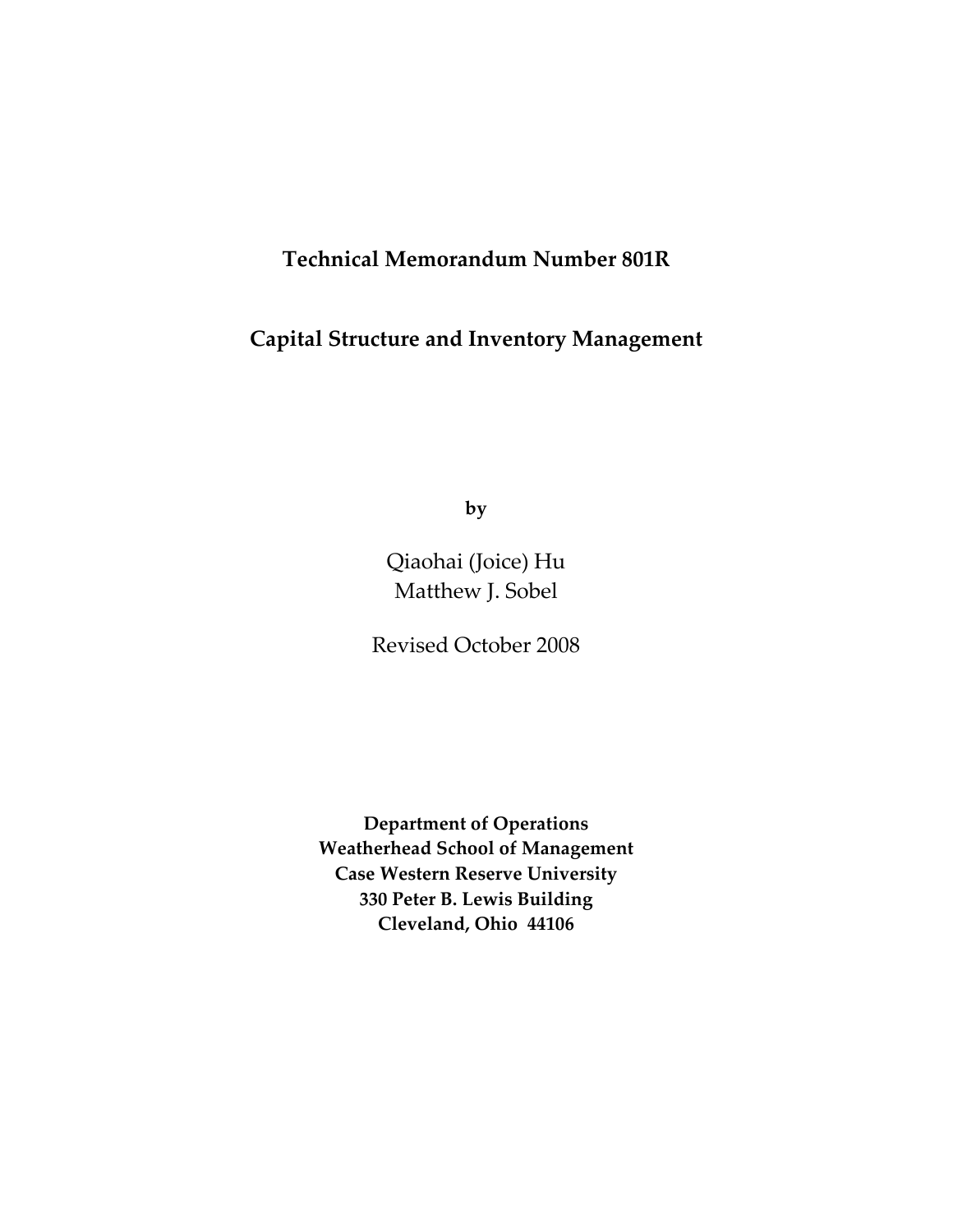**Technical Memorandum Number 801R**

# Capital Structure and Inventory Management

**by**

Qiaohai (Joice) Hu
Matthew J. Sobel

Revised October 2008

**Department of Operations**
**Weatherhead School of Management**
**Case Western Reserve University**
**330 Peter B. Lewis Building**
**Cleveland, Ohio 44106**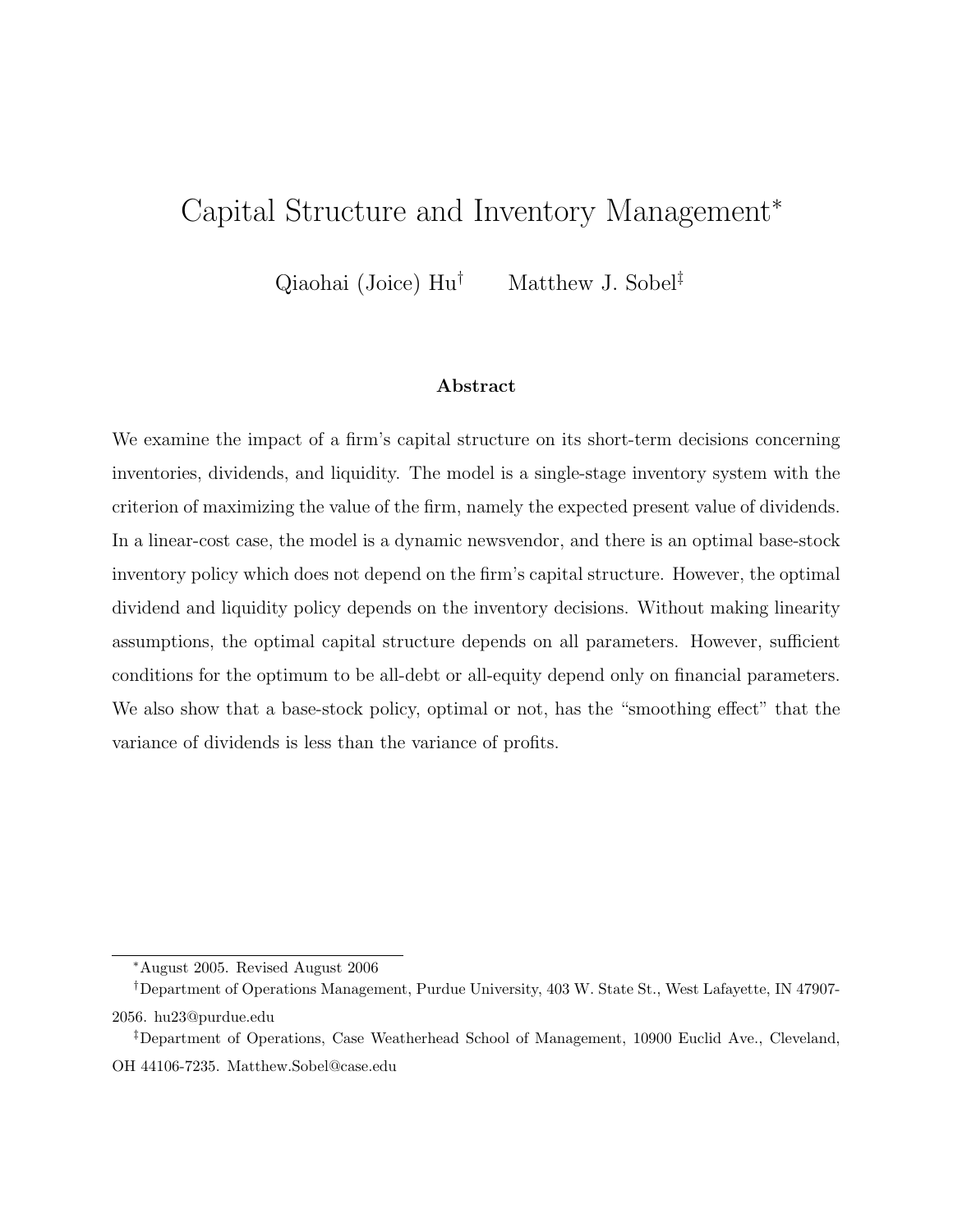# Capital Structure and Inventory Management*

Qiaohai (Joice) Hu[†] Matthew J. Sobel[‡]

### Abstract

We examine the impact of a firm's capital structure on its short-term decisions concerning inventories, dividends, and liquidity. The model is a single-stage inventory system with the criterion of maximizing the value of the firm, namely the expected present value of dividends. In a linear-cost case, the model is a dynamic newsvendor, and there is an optimal base-stock inventory policy which does not depend on the firm's capital structure. However, the optimal dividend and liquidity policy depends on the inventory decisions. Without making linearity assumptions, the optimal capital structure depends on all parameters. However, sufficient conditions for the optimum to be all-debt or all-equity depend only on financial parameters. We also show that a base-stock policy, optimal or not, has the "smoothing effect" that the variance of dividends is less than the variance of profits.

---

*August 2005. Revised August 2006

†Department of Operations Management, Purdue University, 403 W. State St., West Lafayette, IN 47907-2056. hu23@purdue.edu

‡Department of Operations, Case Weatherhead School of Management, 10900 Euclid Ave., Cleveland, OH 44106-7235. Matthew.Sobel@case.edu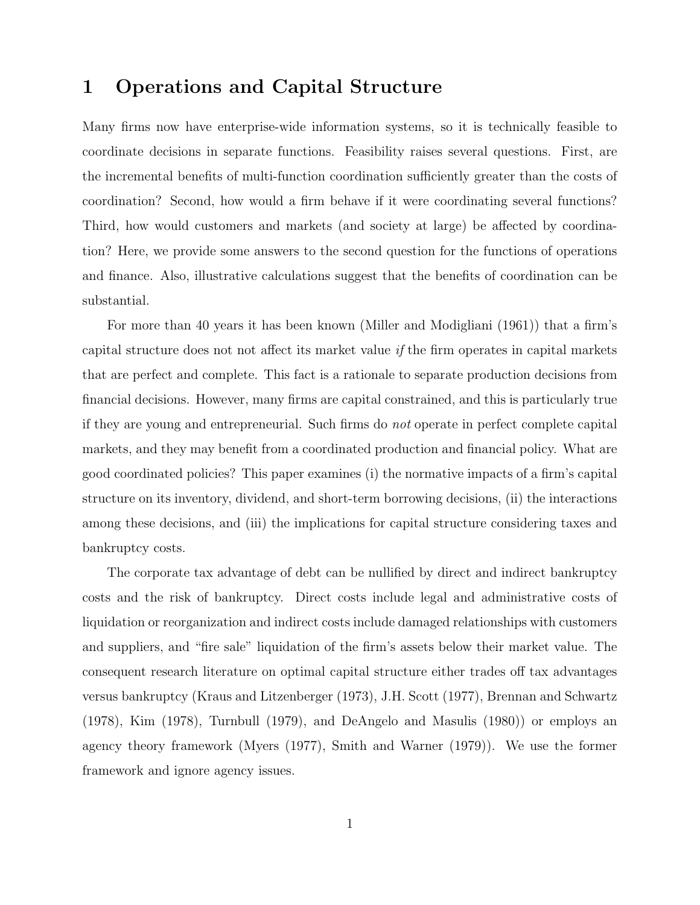# 1 Operations and Capital Structure

Many firms now have enterprise-wide information systems, so it is technically feasible to coordinate decisions in separate functions. Feasibility raises several questions. First, are the incremental benefits of multi-function coordination sufficiently greater than the costs of coordination? Second, how would a firm behave if it were coordinating several functions? Third, how would customers and markets (and society at large) be affected by coordination? Here, we provide some answers to the second question for the functions of operations and finance. Also, illustrative calculations suggest that the benefits of coordination can be substantial.

For more than 40 years it has been known (Miller and Modigliani (1961)) that a firm's capital structure does not not affect its market value *if* the firm operates in capital markets that are perfect and complete. This fact is a rationale to separate production decisions from financial decisions. However, many firms are capital constrained, and this is particularly true if they are young and entrepreneurial. Such firms do *not* operate in perfect complete capital markets, and they may benefit from a coordinated production and financial policy. What are good coordinated policies? This paper examines (i) the normative impacts of a firm's capital structure on its inventory, dividend, and short-term borrowing decisions, (ii) the interactions among these decisions, and (iii) the implications for capital structure considering taxes and bankruptcy costs.

The corporate tax advantage of debt can be nullified by direct and indirect bankruptcy costs and the risk of bankruptcy. Direct costs include legal and administrative costs of liquidation or reorganization and indirect costs include damaged relationships with customers and suppliers, and "fire sale" liquidation of the firm's assets below their market value. The consequent research literature on optimal capital structure either trades off tax advantages versus bankruptcy (Kraus and Litzenberger (1973), J.H. Scott (1977), Brennan and Schwartz (1978), Kim (1978), Turnbull (1979), and DeAngelo and Masulis (1980)) or employs an agency theory framework (Myers (1977), Smith and Warner (1979)). We use the former framework and ignore agency issues.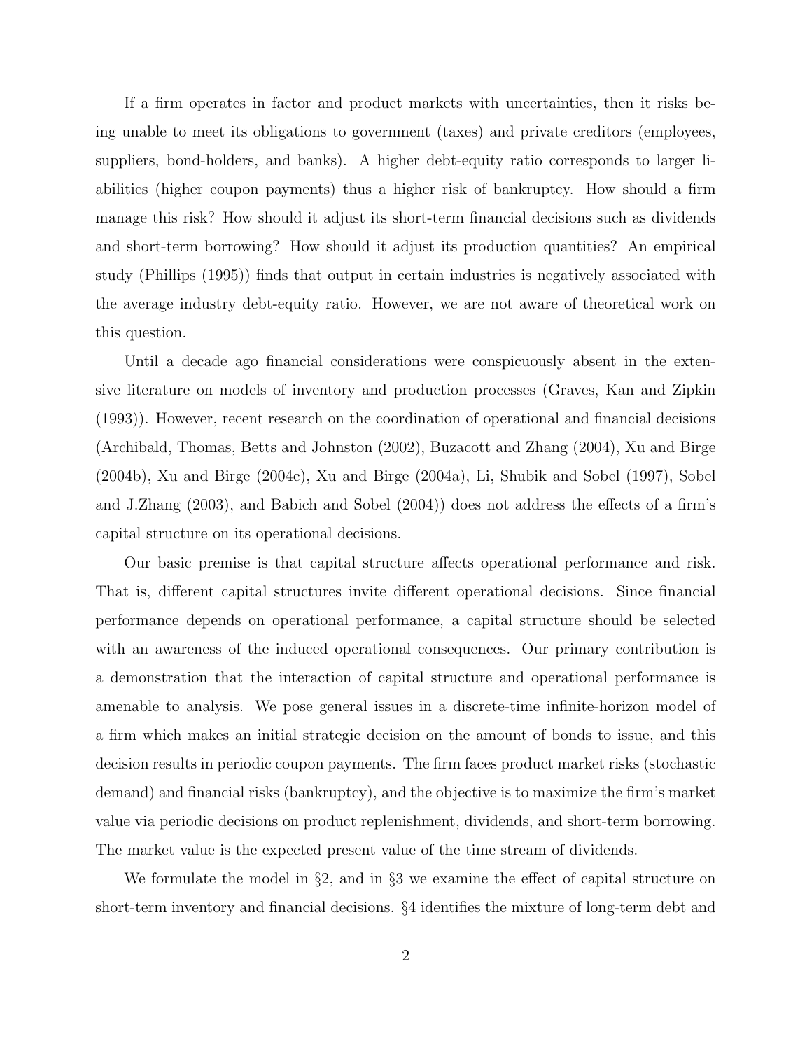If a firm operates in factor and product markets with uncertainties, then it risks being unable to meet its obligations to government (taxes) and private creditors (employees, suppliers, bond-holders, and banks). A higher debt-equity ratio corresponds to larger liabilities (higher coupon payments) thus a higher risk of bankruptcy. How should a firm manage this risk? How should it adjust its short-term financial decisions such as dividends and short-term borrowing? How should it adjust its production quantities? An empirical study (Phillips (1995)) finds that output in certain industries is negatively associated with the average industry debt-equity ratio. However, we are not aware of theoretical work on this question.

Until a decade ago financial considerations were conspicuously absent in the extensive literature on models of inventory and production processes (Graves, Kan and Zipkin (1993)). However, recent research on the coordination of operational and financial decisions (Archibald, Thomas, Betts and Johnston (2002), Buzacott and Zhang (2004), Xu and Birge (2004b), Xu and Birge (2004c), Xu and Birge (2004a), Li, Shubik and Sobel (1997), Sobel and J.Zhang (2003), and Babich and Sobel (2004)) does not address the effects of a firm's capital structure on its operational decisions.

Our basic premise is that capital structure affects operational performance and risk. That is, different capital structures invite different operational decisions. Since financial performance depends on operational performance, a capital structure should be selected with an awareness of the induced operational consequences. Our primary contribution is a demonstration that the interaction of capital structure and operational performance is amenable to analysis. We pose general issues in a discrete-time infinite-horizon model of a firm which makes an initial strategic decision on the amount of bonds to issue, and this decision results in periodic coupon payments. The firm faces product market risks (stochastic demand) and financial risks (bankruptcy), and the objective is to maximize the firm's market value via periodic decisions on product replenishment, dividends, and short-term borrowing. The market value is the expected present value of the time stream of dividends.

We formulate the model in §2, and in §3 we examine the effect of capital structure on short-term inventory and financial decisions. §4 identifies the mixture of long-term debt and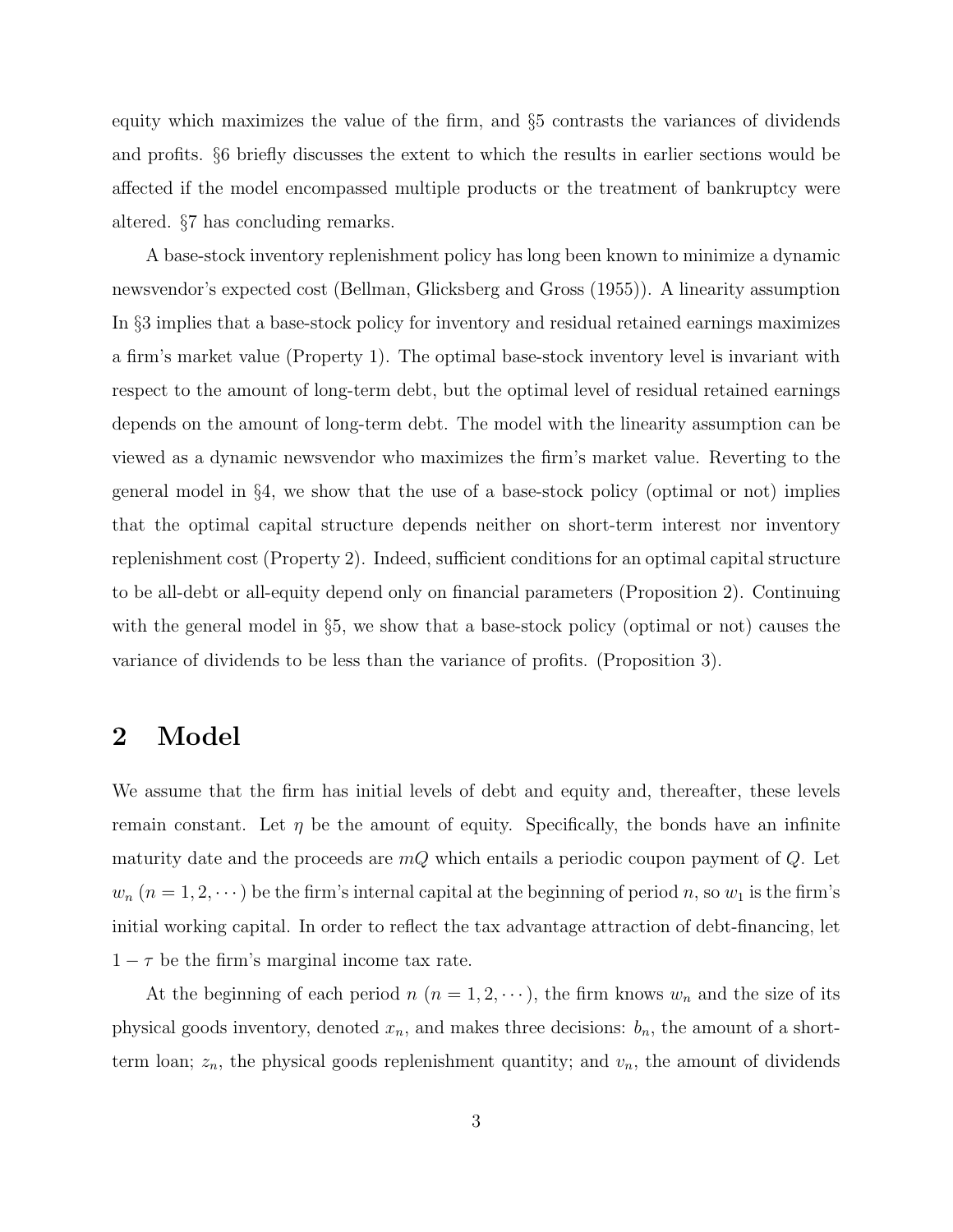equity which maximizes the value of the firm, and §5 contrasts the variances of dividends and profits. §6 briefly discusses the extent to which the results in earlier sections would be affected if the model encompassed multiple products or the treatment of bankruptcy were altered. §7 has concluding remarks.

A base-stock inventory replenishment policy has long been known to minimize a dynamic newsvendor's expected cost (Bellman, Glicksberg and Gross (1955)). A linearity assumption In §3 implies that a base-stock policy for inventory and residual retained earnings maximizes a firm's market value (Property 1). The optimal base-stock inventory level is invariant with respect to the amount of long-term debt, but the optimal level of residual retained earnings depends on the amount of long-term debt. The model with the linearity assumption can be viewed as a dynamic newsvendor who maximizes the firm's market value. Reverting to the general model in §4, we show that the use of a base-stock policy (optimal or not) implies that the optimal capital structure depends neither on short-term interest nor inventory replenishment cost (Property 2). Indeed, sufficient conditions for an optimal capital structure to be all-debt or all-equity depend only on financial parameters (Proposition 2). Continuing with the general model in §5, we show that a base-stock policy (optimal or not) causes the variance of dividends to be less than the variance of profits. (Proposition 3).

## 2 Model

We assume that the firm has initial levels of debt and equity and, thereafter, these levels remain constant. Let $\eta$ be the amount of equity. Specifically, the bonds have an infinite maturity date and the proceeds are $mQ$ which entails a periodic coupon payment of $Q$. Let $w_n$ ($n = 1, 2, \cdots$) be the firm's internal capital at the beginning of period $n$, so $w_1$ is the firm's initial working capital. In order to reflect the tax advantage attraction of debt-financing, let $1 - \tau$ be the firm's marginal income tax rate.

At the beginning of each period $n$ ($n = 1, 2, \cdots$), the firm knows $w_n$ and the size of its physical goods inventory, denoted $x_n$, and makes three decisions: $b_n$, the amount of a short-term loan; $z_n$, the physical goods replenishment quantity; and $v_n$, the amount of dividends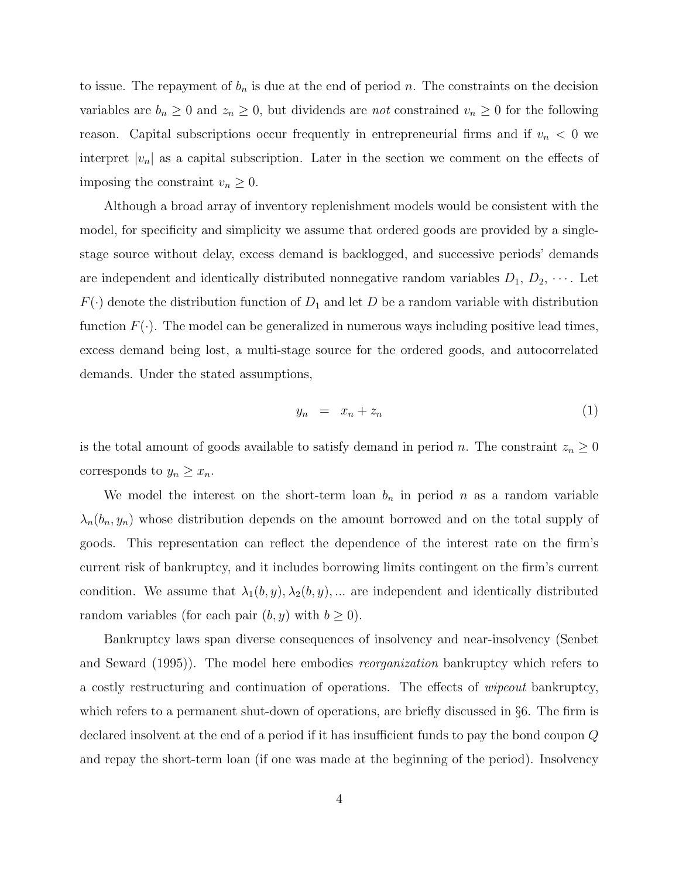to issue. The repayment of $b_n$ is due at the end of period $n$. The constraints on the decision variables are $b_n \geq 0$ and $z_n \geq 0$, but dividends are *not* constrained $v_n \geq 0$ for the following reason. Capital subscriptions occur frequently in entrepreneurial firms and if $v_n < 0$ we interpret $|v_n|$ as a capital subscription. Later in the section we comment on the effects of imposing the constraint $v_n \geq 0$.

Although a broad array of inventory replenishment models would be consistent with the model, for specificity and simplicity we assume that ordered goods are provided by a single-stage source without delay, excess demand is backlogged, and successive periods' demands are independent and identically distributed nonnegative random variables $D_1, D_2, \cdots$. Let $F(\cdot)$ denote the distribution function of $D_1$ and let $D$ be a random variable with distribution function $F(\cdot)$. The model can be generalized in numerous ways including positive lead times, excess demand being lost, a multi-stage source for the ordered goods, and autocorrelated demands. Under the stated assumptions,

$$y_n = x_n + z_n \tag{1}$$

is the total amount of goods available to satisfy demand in period $n$. The constraint $z_n \geq 0$ corresponds to $y_n \geq x_n$.

We model the interest on the short-term loan $b_n$ in period $n$ as a random variable $\lambda_n(b_n, y_n)$ whose distribution depends on the amount borrowed and on the total supply of goods. This representation can reflect the dependence of the interest rate on the firm's current risk of bankruptcy, and it includes borrowing limits contingent on the firm's current condition. We assume that $\lambda_1(b, y), \lambda_2(b, y), \ldots$ are independent and identically distributed random variables (for each pair $(b, y)$ with $b \geq 0$).

Bankruptcy laws span diverse consequences of insolvency and near-insolvency (Senbet and Seward (1995)). The model here embodies *reorganization* bankruptcy which refers to a costly restructuring and continuation of operations. The effects of *wipeout* bankruptcy, which refers to a permanent shut-down of operations, are briefly discussed in §6. The firm is declared insolvent at the end of a period if it has insufficient funds to pay the bond coupon $Q$ and repay the short-term loan (if one was made at the beginning of the period). Insolvency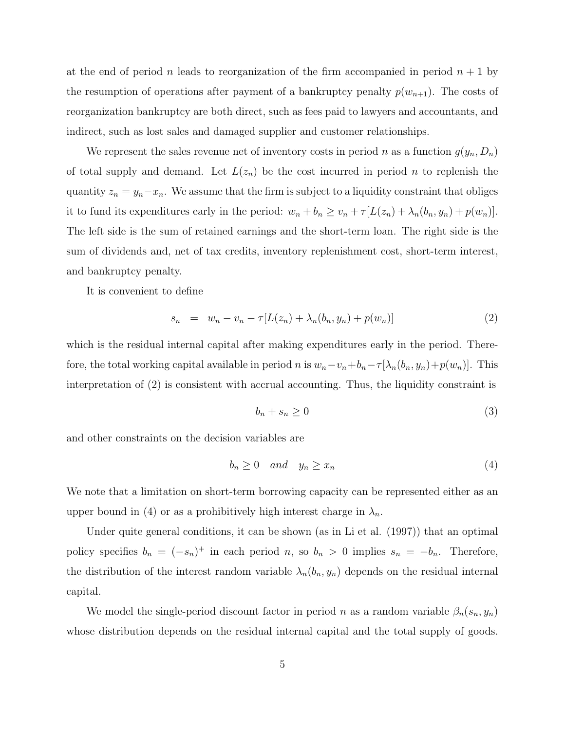at the end of period $n$ leads to reorganization of the firm accompanied in period $n+1$ by the resumption of operations after payment of a bankruptcy penalty $p(w_{n+1})$. The costs of reorganization bankruptcy are both direct, such as fees paid to lawyers and accountants, and indirect, such as lost sales and damaged supplier and customer relationships.

We represent the sales revenue net of inventory costs in period $n$ as a function $g(y_n, D_n)$ of total supply and demand. Let $L(z_n)$ be the cost incurred in period $n$ to replenish the quantity $z_n = y_n - x_n$. We assume that the firm is subject to a liquidity constraint that obliges it to fund its expenditures early in the period: $w_n + b_n \geq v_n + \tau[L(z_n) + \lambda_n(b_n, y_n) + p(w_n)]$. The left side is the sum of retained earnings and the short-term loan. The right side is the sum of dividends and, net of tax credits, inventory replenishment cost, short-term interest, and bankruptcy penalty.

It is convenient to define

$$s_n \quad = \quad w_n - v_n - \tau[L(z_n) + \lambda_n(b_n, y_n) + p(w_n)] \tag{2}$$

which is the residual internal capital after making expenditures early in the period. Therefore, the total working capital available in period $n$ is $w_n - v_n + b_n - \tau[\lambda_n(b_n, y_n) + p(w_n)]$. This interpretation of (2) is consistent with accrual accounting. Thus, the liquidity constraint is

$$b_n + s_n \geq 0 \tag{3}$$

and other constraints on the decision variables are

$$b_n \geq 0 \quad and \quad y_n \geq x_n \tag{4}$$

We note that a limitation on short-term borrowing capacity can be represented either as an upper bound in (4) or as a prohibitively high interest charge in $\lambda_n$.

Under quite general conditions, it can be shown (as in Li et al. (1997)) that an optimal policy specifies $b_n = (-s_n)^+$ in each period $n$, so $b_n > 0$ implies $s_n = -b_n$. Therefore, the distribution of the interest random variable $\lambda_n(b_n, y_n)$ depends on the residual internal capital.

We model the single-period discount factor in period $n$ as a random variable $\beta_n(s_n, y_n)$ whose distribution depends on the residual internal capital and the total supply of goods.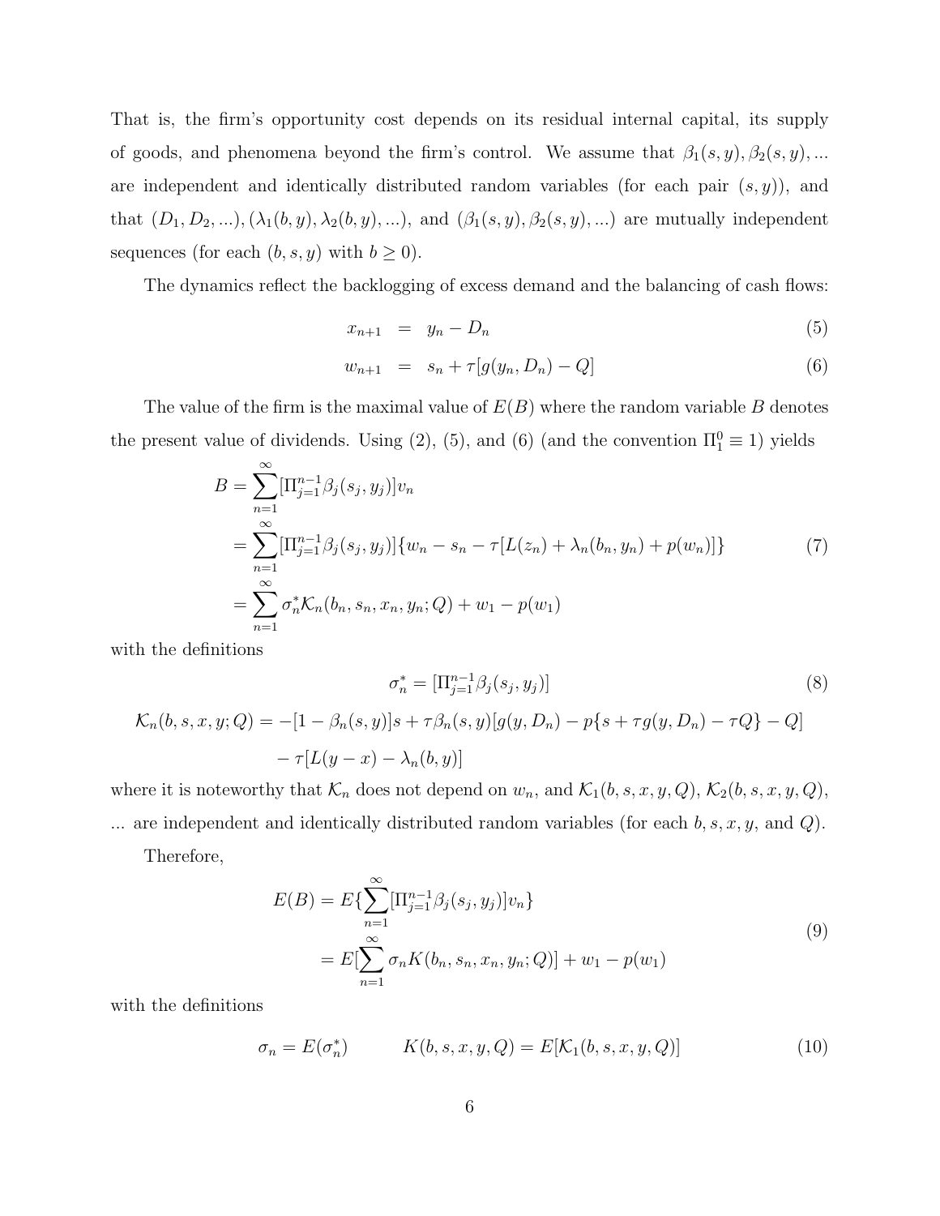That is, the firm's opportunity cost depends on its residual internal capital, its supply of goods, and phenomena beyond the firm's control. We assume that $\beta_1(s,y), \beta_2(s,y), ...$ are independent and identically distributed random variables (for each pair $(s,y)$), and that $(D_1, D_2, ...), (\lambda_1(b,y), \lambda_2(b,y), ...)$, and $(\beta_1(s,y), \beta_2(s,y), ...)$ are mutually independent sequences (for each $(b,s,y)$ with $b \geq 0$).

The dynamics reflect the backlogging of excess demand and the balancing of cash flows:

$$x_{n+1} = y_n - D_n \tag{5}$$

$$w_{n+1} = s_n + \tau[g(y_n, D_n) - Q] \tag{6}$$

The value of the firm is the maximal value of $E(B)$ where the random variable $B$ denotes the present value of dividends. Using (2), (5), and (6) (and the convention $\Pi_1^0 \equiv 1$) yields

$$\begin{aligned} B &= \sum_{n=1}^{\infty} [\Pi_{j=1}^{n-1} \beta_j(s_j, y_j)] v_n \\ &= \sum_{n=1}^{\infty} [\Pi_{j=1}^{n-1} \beta_j(s_j, y_j)] \{w_n - s_n - \tau[L(z_n) + \lambda_n(b_n, y_n) + p(w_n)]\} \\ &= \sum_{n=1}^{\infty} \sigma_n^* \mathcal{K}_n(b_n, s_n, x_n, y_n; Q) + w_1 - p(w_1) \end{aligned} \tag{7}$$

with the definitions

$$\sigma_n^* = [\Pi_{j=1}^{n-1} \beta_j(s_j, y_j)] \tag{8}$$

$$\begin{aligned} \mathcal{K}_n(b,s,x,y;Q) = &-[1 - \beta_n(s,y)]s + \tau\beta_n(s,y)[g(y, D_n) - p\{s + \tau g(y, D_n) - \tau Q\} - Q] \\ &- \tau[L(y-x) - \lambda_n(b,y)] \end{aligned}$$

where it is noteworthy that $\mathcal{K}_n$ does not depend on $w_n$, and $\mathcal{K}_1(b,s,x,y,Q)$, $\mathcal{K}_2(b,s,x,y,Q)$, ... are independent and identically distributed random variables (for each $b, s, x, y$, and $Q$).

Therefore,

$$\begin{aligned} E(B) &= E\{\sum_{n=1}^{\infty} [\Pi_{j=1}^{n-1} \beta_j(s_j, y_j)] v_n\} \\ &= E[\sum_{n=1}^{\infty} \sigma_n K(b_n, s_n, x_n, y_n; Q)] + w_1 - p(w_1) \end{aligned} \tag{9}$$

with the definitions

$$\sigma_n = E(\sigma_n^*) \qquad K(b,s,x,y,Q) = E[\mathcal{K}_1(b,s,x,y,Q)] \tag{10}$$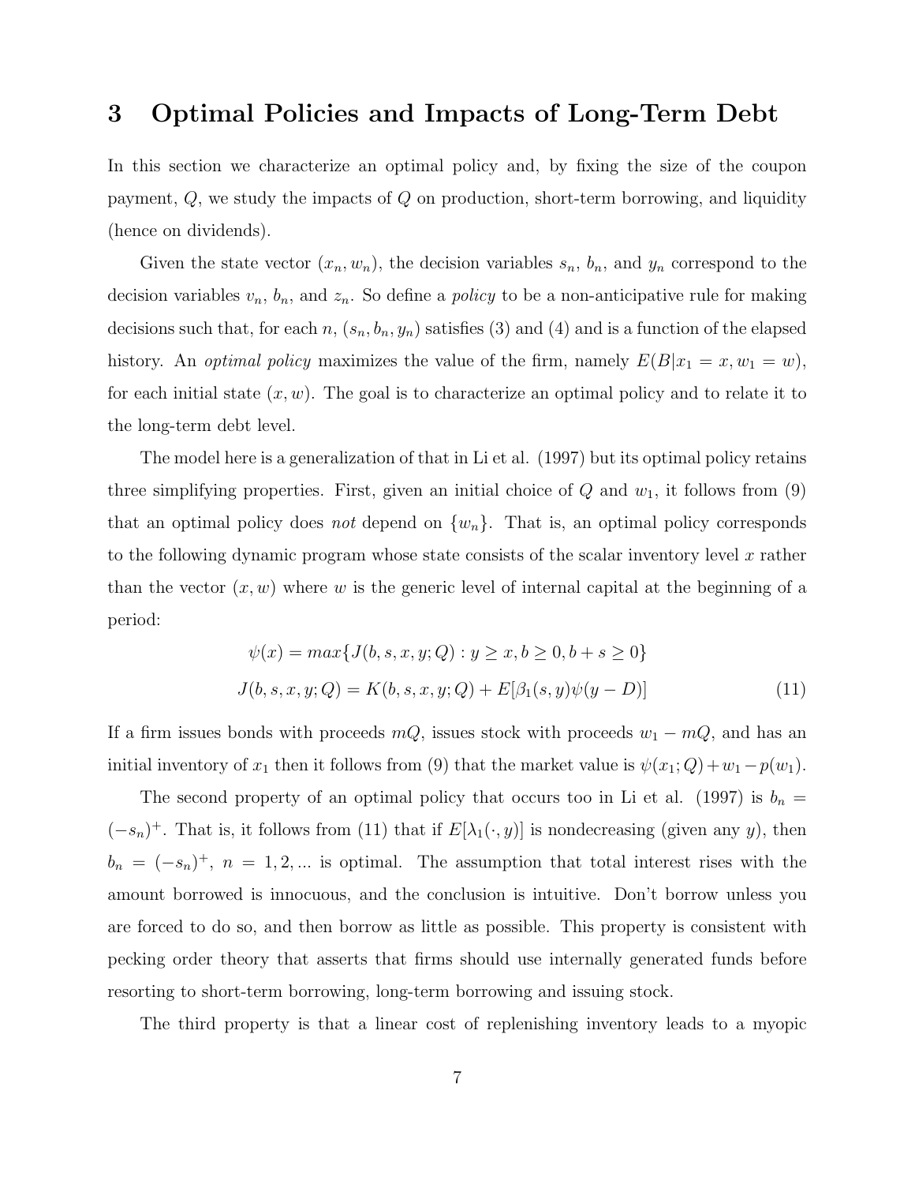# 3 Optimal Policies and Impacts of Long-Term Debt

In this section we characterize an optimal policy and, by fixing the size of the coupon payment, $Q$, we study the impacts of $Q$ on production, short-term borrowing, and liquidity (hence on dividends).

Given the state vector $(x_n, w_n)$, the decision variables $s_n$, $b_n$, and $y_n$ correspond to the decision variables $v_n$, $b_n$, and $z_n$. So define a *policy* to be a non-anticipative rule for making decisions such that, for each $n$, $(s_n, b_n, y_n)$ satisfies (3) and (4) and is a function of the elapsed history. An *optimal policy* maximizes the value of the firm, namely $E(B|x_1 = x, w_1 = w)$, for each initial state $(x, w)$. The goal is to characterize an optimal policy and to relate it to the long-term debt level.

The model here is a generalization of that in Li et al. (1997) but its optimal policy retains three simplifying properties. First, given an initial choice of $Q$ and $w_1$, it follows from (9) that an optimal policy does *not* depend on $\{w_n\}$. That is, an optimal policy corresponds to the following dynamic program whose state consists of the scalar inventory level $x$ rather than the vector $(x, w)$ where $w$ is the generic level of internal capital at the beginning of a period:

$$\psi(x) = max\{J(b, s, x, y; Q) : y \geq x, b \geq 0, b + s \geq 0\}$$

$$J(b, s, x, y; Q) = K(b, s, x, y; Q) + E[\beta_1(s, y)\psi(y - D)] \tag{11}$$

If a firm issues bonds with proceeds $mQ$, issues stock with proceeds $w_1 - mQ$, and has an initial inventory of $x_1$ then it follows from (9) that the market value is $\psi(x_1; Q) + w_1 - p(w_1)$.

The second property of an optimal policy that occurs too in Li et al. (1997) is $b_n = (-s_n)^+$. That is, it follows from (11) that if $E[\lambda_1(\cdot, y)]$ is nondecreasing (given any $y$), then $b_n = (-s_n)^+$, $n = 1, 2, ...$ is optimal. The assumption that total interest rises with the amount borrowed is innocuous, and the conclusion is intuitive. Don't borrow unless you are forced to do so, and then borrow as little as possible. This property is consistent with pecking order theory that asserts that firms should use internally generated funds before resorting to short-term borrowing, long-term borrowing and issuing stock.

The third property is that a linear cost of replenishing inventory leads to a myopic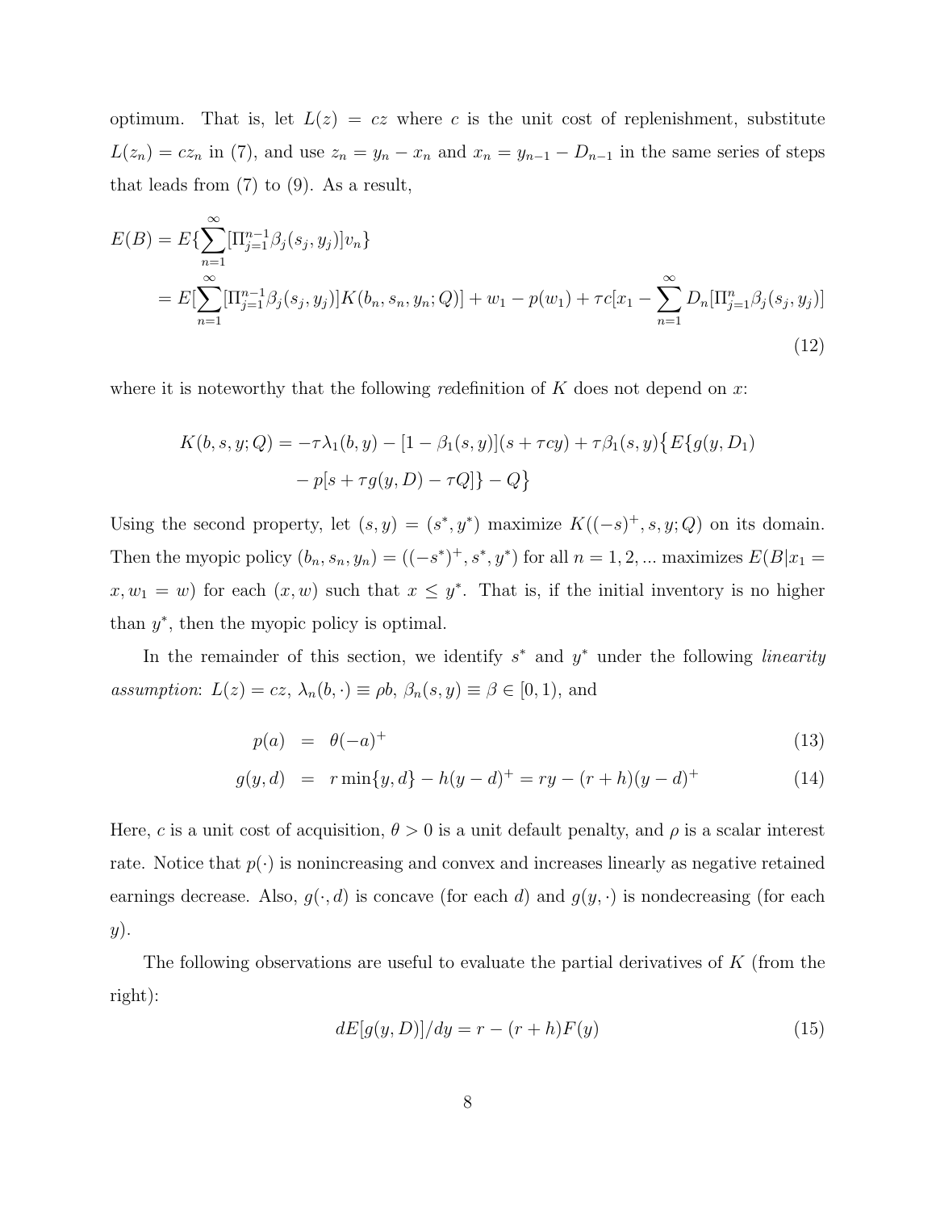optimum. That is, let $L(z) = cz$ where $c$ is the unit cost of replenishment, substitute $L(z_n) = cz_n$ in (7), and use $z_n = y_n - x_n$ and $x_n = y_{n-1} - D_{n-1}$ in the same series of steps that leads from (7) to (9). As a result,

$$
\begin{aligned}
E(B) &= E\{\sum_{n=1}^{\infty}[\Pi_{j=1}^{n-1}\beta_j(s_j, y_j)]v_n\} \\
&= E[\sum_{n=1}^{\infty}[\Pi_{j=1}^{n-1}\beta_j(s_j, y_j)]K(b_n, s_n, y_n; Q)] + w_1 - p(w_1) + \tau c[x_1 - \sum_{n=1}^{\infty} D_n[\Pi_{j=1}^{n}\beta_j(s_j, y_j)]
\end{aligned}
\tag{12}
$$

where it is noteworthy that the following *re*definition of $K$ does not depend on $x$:

$$
\begin{aligned}
K(b, s, y; Q) = -\tau\lambda_1(b, y) - [1 - \beta_1(s, y)](s + \tau cy) + \tau\beta_1(s, y)\big\{E\{g(y, D_1) \\
- p[s + \tau g(y, D) - \tau Q]\} - Q\big\}
\end{aligned}
$$

Using the second property, let $(s, y) = (s^*, y^*)$ maximize $K((-s)^+, s, y; Q)$ on its domain. Then the myopic policy $(b_n, s_n, y_n) = ((-s^*)^+, s^*, y^*)$ for all $n = 1, 2, ...$ maximizes $E(B|x_1 = x, w_1 = w)$ for each $(x, w)$ such that $x \leq y^*$. That is, if the initial inventory is no higher than $y^*$, then the myopic policy is optimal.

In the remainder of this section, we identify $s^*$ and $y^*$ under the following *linearity assumption*: $L(z) = cz$, $\lambda_n(b, \cdot) \equiv \rho b$, $\beta_n(s, y) \equiv \beta \in [0, 1)$, and

$$
p(a) = \theta(-a)^+ \tag{13}
$$

$$
g(y, d) = r\min\{y, d\} - h(y - d)^+ = ry - (r + h)(y - d)^+ \tag{14}
$$

Here, $c$ is a unit cost of acquisition, $\theta > 0$ is a unit default penalty, and $\rho$ is a scalar interest rate. Notice that $p(\cdot)$ is nonincreasing and convex and increases linearly as negative retained earnings decrease. Also, $g(\cdot, d)$ is concave (for each $d$) and $g(y, \cdot)$ is nondecreasing (for each $y$).

The following observations are useful to evaluate the partial derivatives of $K$ (from the right):

$$
dE[g(y, D)]/dy = r - (r + h)F(y) \tag{15}
$$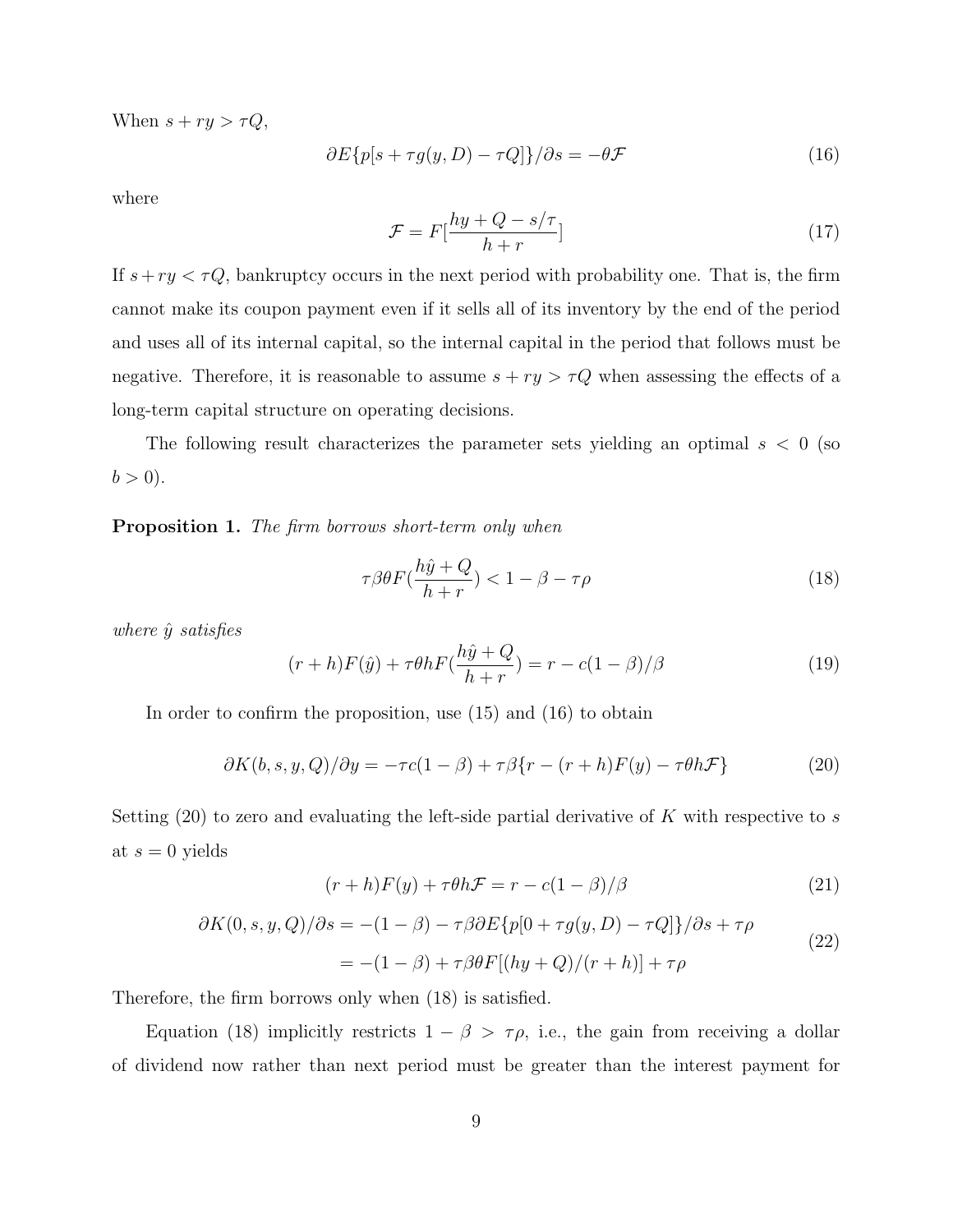When $s + ry > \tau Q$,

$$\partial E\{p[s + \tau g(y, D) - \tau Q]\}/\partial s = -\theta \mathcal{F} \tag{16}$$

where

$$\mathcal{F} = F[\frac{hy + Q - s/\tau}{h + r}] \tag{17}$$

If $s + ry < \tau Q$, bankruptcy occurs in the next period with probability one. That is, the firm cannot make its coupon payment even if it sells all of its inventory by the end of the period and uses all of its internal capital, so the internal capital in the period that follows must be negative. Therefore, it is reasonable to assume $s + ry > \tau Q$ when assessing the effects of a long-term capital structure on operating decisions.

The following result characterizes the parameter sets yielding an optimal $s < 0$ (so $b > 0$).

**Proposition 1.** *The firm borrows short-term only when*

$$\tau\beta\theta F(\frac{h\hat{y} + Q}{h + r}) < 1 - \beta - \tau\rho \tag{18}$$

*where $\hat{y}$ satisfies*

$$(r + h)F(\hat{y}) + \tau\theta h F(\frac{h\hat{y} + Q}{h + r}) = r - c(1 - \beta)/\beta \tag{19}$$

In order to confirm the proposition, use (15) and (16) to obtain

$$\partial K(b, s, y, Q)/\partial y = -\tau c(1 - \beta) + \tau\beta\{r - (r + h)F(y) - \tau\theta h\mathcal{F}\} \tag{20}$$

Setting (20) to zero and evaluating the left-side partial derivative of $K$ with respective to $s$ at $s = 0$ yields

$$(r + h)F(y) + \tau\theta h\mathcal{F} = r - c(1 - \beta)/\beta \tag{21}$$

$$\begin{aligned} \partial K(0, s, y, Q)/\partial s &= -(1 - \beta) - \tau\beta\partial E\{p[0 + \tau g(y, D) - \tau Q]\}/\partial s + \tau\rho \\ &= -(1 - \beta) + \tau\beta\theta F[(hy + Q)/(r + h)] + \tau\rho \end{aligned} \tag{22}$$

Therefore, the firm borrows only when (18) is satisfied.

Equation (18) implicitly restricts $1 - \beta > \tau\rho$, i.e., the gain from receiving a dollar of dividend now rather than next period must be greater than the interest payment for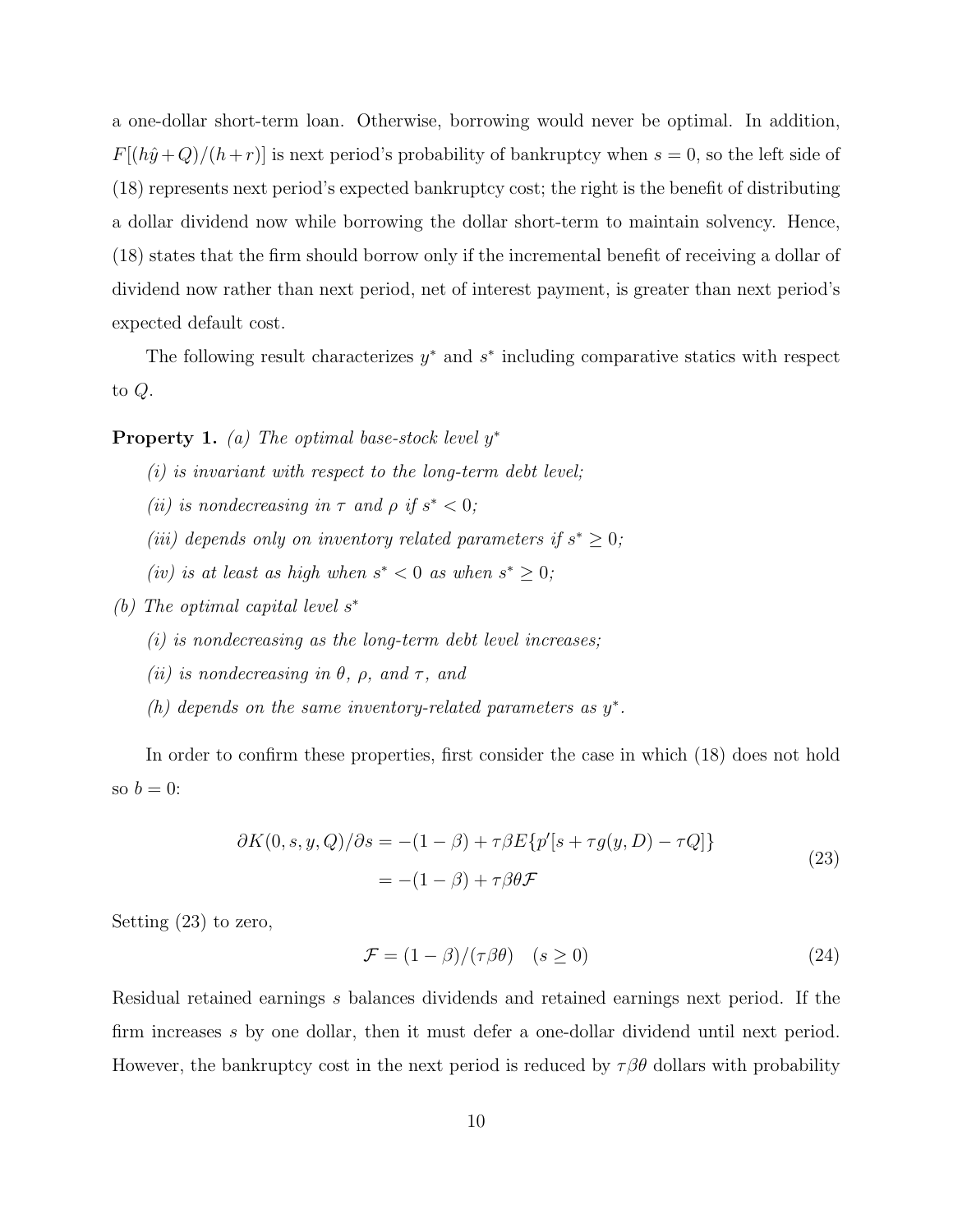a one-dollar short-term loan. Otherwise, borrowing would never be optimal. In addition, $F[(h\hat{y}+Q)/(h+r)]$ is next period's probability of bankruptcy when $s=0$, so the left side of (18) represents next period's expected bankruptcy cost; the right is the benefit of distributing a dollar dividend now while borrowing the dollar short-term to maintain solvency. Hence, (18) states that the firm should borrow only if the incremental benefit of receiving a dollar of dividend now rather than next period, net of interest payment, is greater than next period's expected default cost.

The following result characterizes $y^*$ and $s^*$ including comparative statics with respect to $Q$.

**Property 1.** *(a) The optimal base-stock level $y^*$*

*(i) is invariant with respect to the long-term debt level;*

*(ii) is nondecreasing in $\tau$ and $\rho$ if $s^* < 0$;*

*(iii) depends only on inventory related parameters if $s^* \geq 0$;*

*(iv) is at least as high when $s^* < 0$ as when $s^* \geq 0$;*

*(b) The optimal capital level $s^*$*

*(i) is nondecreasing as the long-term debt level increases;*

*(ii) is nondecreasing in $\theta$, $\rho$, and $\tau$, and*

*(h) depends on the same inventory-related parameters as $y^*$.*

In order to confirm these properties, first consider the case in which (18) does not hold so $b=0$:

$$
\begin{aligned}
\partial K(0,s,y,Q)/\partial s &= -(1-\beta) + \tau\beta E\{p'[s+\tau g(y,D) - \tau Q]\} \\
&= -(1-\beta) + \tau\beta\theta\mathcal{F}
\end{aligned}
\tag{23}
$$

Setting (23) to zero,

$$
\mathcal{F} = (1-\beta)/(\tau\beta\theta) \quad (s \geq 0) \tag{24}
$$

Residual retained earnings $s$ balances dividends and retained earnings next period. If the firm increases $s$ by one dollar, then it must defer a one-dollar dividend until next period. However, the bankruptcy cost in the next period is reduced by $\tau\beta\theta$ dollars with probability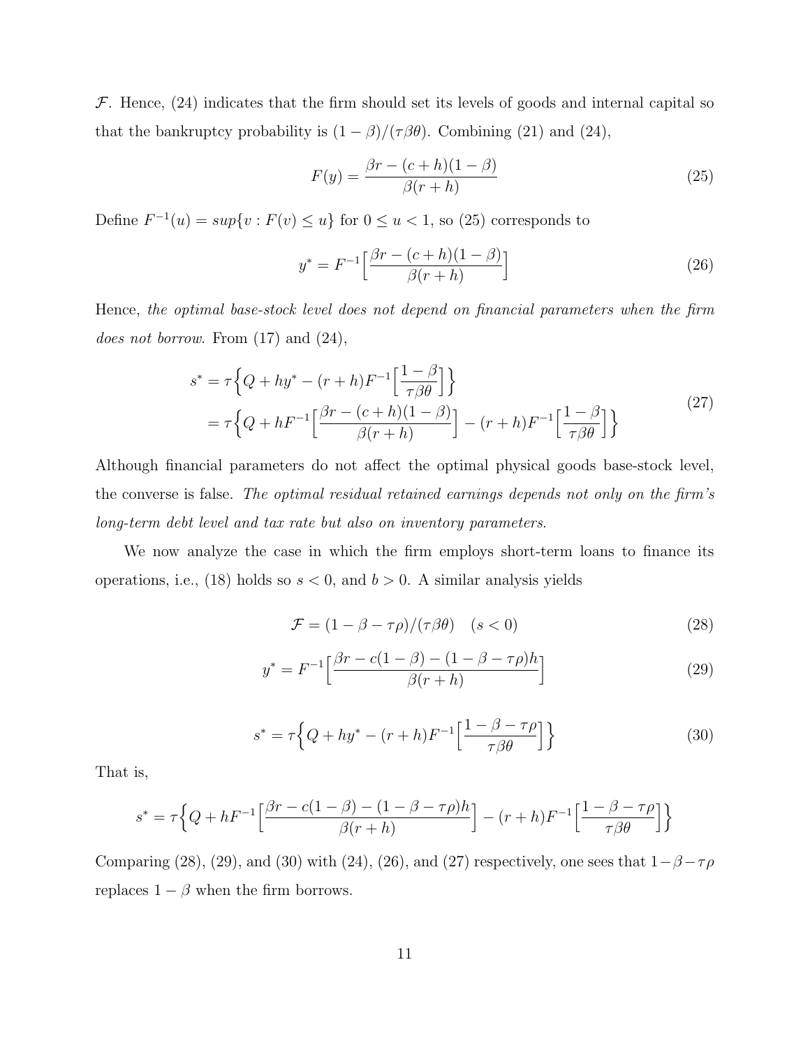$\mathcal{F}$. Hence, (24) indicates that the firm should set its levels of goods and internal capital so that the bankruptcy probability is $(1-\beta)/(\tau\beta\theta)$. Combining (21) and (24),

$$F(y) = \frac{\beta r - (c+h)(1-\beta)}{\beta(r+h)} \tag{25}$$

Define $F^{-1}(u) = sup\{v : F(v) \leq u\}$ for $0 \leq u < 1$, so (25) corresponds to

$$y^* = F^{-1}\Big[\frac{\beta r - (c+h)(1-\beta)}{\beta(r+h)}\Big] \tag{26}$$

Hence, *the optimal base-stock level does not depend on financial parameters when the firm does not borrow*. From (17) and (24),

$$\begin{aligned} s^* &= \tau\Big\{Q + hy^* - (r+h)F^{-1}\Big[\frac{1-\beta}{\tau\beta\theta}\Big]\Big\} \\ &= \tau\Big\{Q + hF^{-1}\Big[\frac{\beta r - (c+h)(1-\beta)}{\beta(r+h)}\Big] - (r+h)F^{-1}\Big[\frac{1-\beta}{\tau\beta\theta}\Big]\Big\} \end{aligned} \tag{27}$$

Although financial parameters do not affect the optimal physical goods base-stock level, the converse is false. *The optimal residual retained earnings depends not only on the firm's long-term debt level and tax rate but also on inventory parameters.*

We now analyze the case in which the firm employs short-term loans to finance its operations, i.e., (18) holds so $s < 0$, and $b > 0$. A similar analysis yields

$$\mathcal{F} = (1-\beta-\tau\rho)/(\tau\beta\theta) \quad (s < 0) \tag{28}$$

$$y^* = F^{-1}\Big[\frac{\beta r - c(1-\beta) - (1-\beta-\tau\rho)h}{\beta(r+h)}\Big] \tag{29}$$

$$s^* = \tau\Big\{Q + hy^* - (r+h)F^{-1}\Big[\frac{1-\beta-\tau\rho}{\tau\beta\theta}\Big]\Big\} \tag{30}$$

That is,

$$s^* = \tau\Big\{Q + hF^{-1}\Big[\frac{\beta r - c(1-\beta) - (1-\beta-\tau\rho)h}{\beta(r+h)}\Big] - (r+h)F^{-1}\Big[\frac{1-\beta-\tau\rho}{\tau\beta\theta}\Big]\Big\}$$

Comparing (28), (29), and (30) with (24), (26), and (27) respectively, one sees that $1-\beta-\tau\rho$ replaces $1-\beta$ when the firm borrows.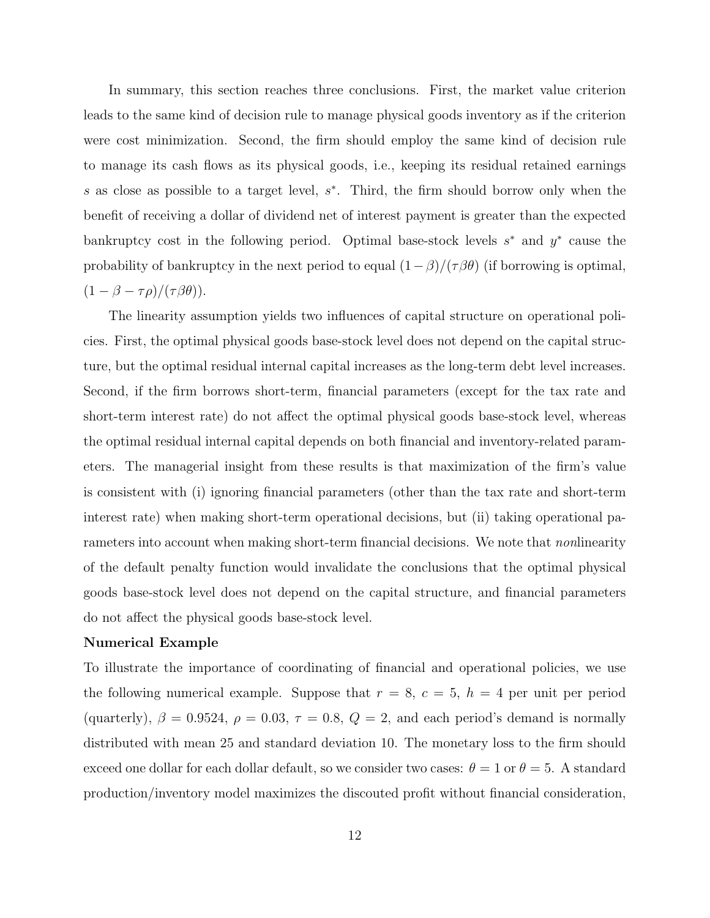In summary, this section reaches three conclusions. First, the market value criterion leads to the same kind of decision rule to manage physical goods inventory as if the criterion were cost minimization. Second, the firm should employ the same kind of decision rule to manage its cash flows as its physical goods, i.e., keeping its residual retained earnings $s$ as close as possible to a target level, $s^*$. Third, the firm should borrow only when the benefit of receiving a dollar of dividend net of interest payment is greater than the expected bankruptcy cost in the following period. Optimal base-stock levels $s^*$ and $y^*$ cause the probability of bankruptcy in the next period to equal $(1-\beta)/(\tau\beta\theta)$ (if borrowing is optimal, $(1-\beta-\tau\rho)/(\tau\beta\theta)$).

The linearity assumption yields two influences of capital structure on operational policies. First, the optimal physical goods base-stock level does not depend on the capital structure, but the optimal residual internal capital increases as the long-term debt level increases. Second, if the firm borrows short-term, financial parameters (except for the tax rate and short-term interest rate) do not affect the optimal physical goods base-stock level, whereas the optimal residual internal capital depends on both financial and inventory-related parameters. The managerial insight from these results is that maximization of the firm's value is consistent with (i) ignoring financial parameters (other than the tax rate and short-term interest rate) when making short-term operational decisions, but (ii) taking operational parameters into account when making short-term financial decisions. We note that *non*linearity of the default penalty function would invalidate the conclusions that the optimal physical goods base-stock level does not depend on the capital structure, and financial parameters do not affect the physical goods base-stock level.

**Numerical Example**

To illustrate the importance of coordinating of financial and operational policies, we use the following numerical example. Suppose that $r = 8$, $c = 5$, $h = 4$ per unit per period (quarterly), $\beta = 0.9524$, $\rho = 0.03$, $\tau = 0.8$, $Q = 2$, and each period's demand is normally distributed with mean 25 and standard deviation 10. The monetary loss to the firm should exceed one dollar for each dollar default, so we consider two cases: $\theta = 1$ or $\theta = 5$. A standard production/inventory model maximizes the discouted profit without financial consideration,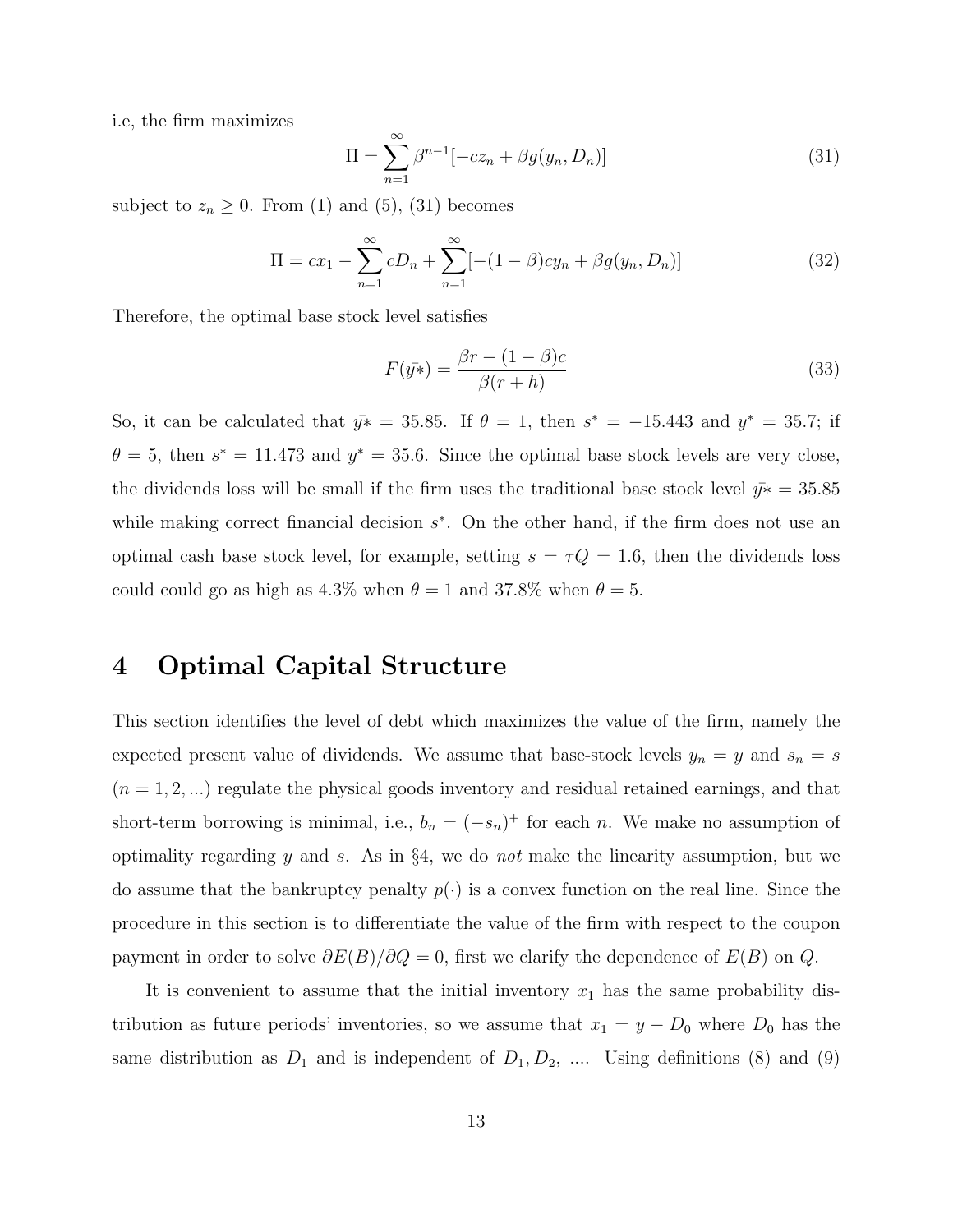i.e, the firm maximizes

$$\Pi = \sum_{n=1}^{\infty} \beta^{n-1}[-cz_n + \beta g(y_n, D_n)] \tag{31}$$

subject to $z_n \geq 0$. From (1) and (5), (31) becomes

$$\Pi = cx_1 - \sum_{n=1}^{\infty} cD_n + \sum_{n=1}^{\infty}[-(1-\beta)cy_n + \beta g(y_n, D_n)] \tag{32}$$

Therefore, the optimal base stock level satisfies

$$F(\bar{y*}) = \frac{\beta r - (1-\beta)c}{\beta(r+h)} \tag{33}$$

So, it can be calculated that $\bar{y*} = 35.85$. If $\theta = 1$, then $s^* = -15.443$ and $y^* = 35.7$; if $\theta = 5$, then $s^* = 11.473$ and $y^* = 35.6$. Since the optimal base stock levels are very close, the dividends loss will be small if the firm uses the traditional base stock level $\bar{y*} = 35.85$ while making correct financial decision $s^*$. On the other hand, if the firm does not use an optimal cash base stock level, for example, setting $s = \tau Q = 1.6$, then the dividends loss could could go as high as 4.3% when $\theta = 1$ and 37.8% when $\theta = 5$.

# 4 Optimal Capital Structure

This section identifies the level of debt which maximizes the value of the firm, namely the expected present value of dividends. We assume that base-stock levels $y_n = y$ and $s_n = s$ $(n = 1, 2, ...)$ regulate the physical goods inventory and residual retained earnings, and that short-term borrowing is minimal, i.e., $b_n = (-s_n)^+$ for each $n$. We make no assumption of optimality regarding $y$ and $s$. As in §4, we do *not* make the linearity assumption, but we do assume that the bankruptcy penalty $p(\cdot)$ is a convex function on the real line. Since the procedure in this section is to differentiate the value of the firm with respect to the coupon payment in order to solve $\partial E(B)/\partial Q = 0$, first we clarify the dependence of $E(B)$ on $Q$.

It is convenient to assume that the initial inventory $x_1$ has the same probability distribution as future periods' inventories, so we assume that $x_1 = y - D_0$ where $D_0$ has the same distribution as $D_1$ and is independent of $D_1, D_2, ....$ Using definitions (8) and (9)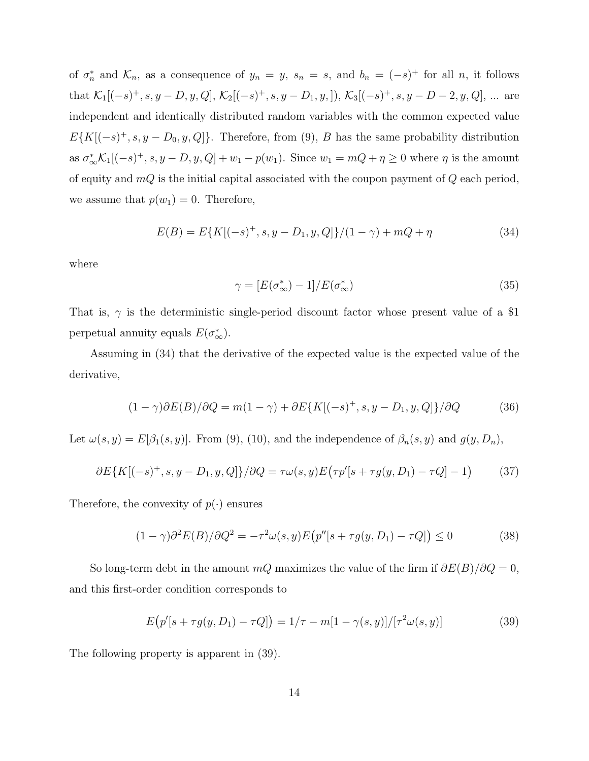of $\sigma_n^*$ and $\mathcal{K}_n$, as a consequence of $y_n = y$, $s_n = s$, and $b_n = (-s)^+$ for all $n$, it follows that $\mathcal{K}_1[(-s)^+, s, y - D, y, Q]$, $\mathcal{K}_2[(-s)^+, s, y - D_1, y, ])$, $\mathcal{K}_3[(-s)^+, s, y - D - 2, y, Q]$, ... are independent and identically distributed random variables with the common expected value $E\{K[(-s)^+, s, y - D_0, y, Q]\}$. Therefore, from (9), $B$ has the same probability distribution as $\sigma_\infty^* \mathcal{K}_1[(-s)^+, s, y - D, y, Q] + w_1 - p(w_1)$. Since $w_1 = mQ + \eta \geq 0$ where $\eta$ is the amount of equity and $mQ$ is the initial capital associated with the coupon payment of $Q$ each period, we assume that $p(w_1) = 0$. Therefore,

$$E(B) = E\{K[(-s)^+, s, y - D_1, y, Q]\}/(1 - \gamma) + mQ + \eta \tag{34}$$

where

$$\gamma = [E(\sigma_\infty^*) - 1]/E(\sigma_\infty^*) \tag{35}$$

That is, $\gamma$ is the deterministic single-period discount factor whose present value of a \$1 perpetual annuity equals $E(\sigma_\infty^*)$.

Assuming in (34) that the derivative of the expected value is the expected value of the derivative,

$$(1 - \gamma)\partial E(B)/\partial Q = m(1 - \gamma) + \partial E\{K[(-s)^+, s, y - D_1, y, Q]\}/\partial Q \tag{36}$$

Let $\omega(s, y) = E[\beta_1(s, y)]$. From (9), (10), and the independence of $\beta_n(s, y)$ and $g(y, D_n)$,

$$\partial E\{K[(-s)^+, s, y - D_1, y, Q]\}/\partial Q = \tau\omega(s, y)E\big(\tau p'[s + \tau g(y, D_1) - \tau Q] - 1\big) \tag{37}$$

Therefore, the convexity of $p(\cdot)$ ensures

$$(1 - \gamma)\partial^2 E(B)/\partial Q^2 = -\tau^2\omega(s, y)E\big(p''[s + \tau g(y, D_1) - \tau Q]\big) \leq 0 \tag{38}$$

So long-term debt in the amount $mQ$ maximizes the value of the firm if $\partial E(B)/\partial Q = 0$, and this first-order condition corresponds to

$$E\big(p'[s + \tau g(y, D_1) - \tau Q]\big) = 1/\tau - m[1 - \gamma(s, y)]/[\tau^2\omega(s, y)] \tag{39}$$

The following property is apparent in (39).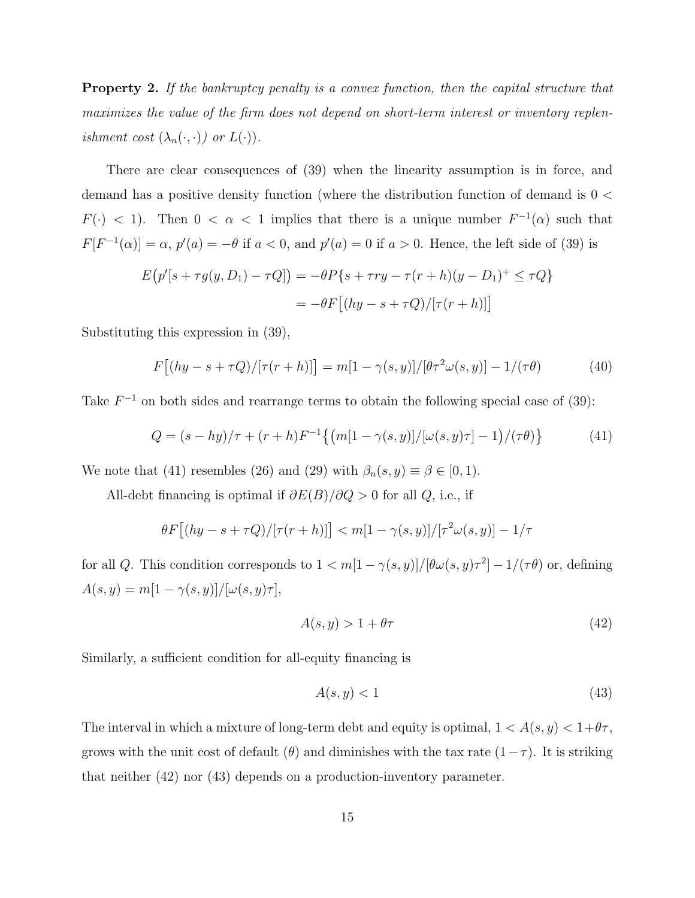**Property 2.** *If the bankruptcy penalty is a convex function, then the capital structure that maximizes the value of the firm does not depend on short-term interest or inventory replenishment cost ($\lambda_n(\cdot,\cdot)$) or $L(\cdot)$).*

There are clear consequences of (39) when the linearity assumption is in force, and demand has a positive density function (where the distribution function of demand is $0 < F(\cdot) < 1$). Then $0 < \alpha < 1$ implies that there is a unique number $F^{-1}(\alpha)$ such that $F[F^{-1}(\alpha)] = \alpha$, $p'(a) = -\theta$ if $a < 0$, and $p'(a) = 0$ if $a > 0$. Hence, the left side of (39) is

$$
\begin{aligned}
E\big(p'[s + \tau g(y, D_1) - \tau Q]\big) &= -\theta P\{s + \tau r y - \tau(r+h)(y - D_1)^+ \leq \tau Q\} \\
&= -\theta F\big[(hy - s + \tau Q)/[\tau(r+h)]\big]
\end{aligned}
$$

Substituting this expression in (39),

$$
F\big[(hy - s + \tau Q)/[\tau(r+h)]\big] = m[1 - \gamma(s,y)]/[\theta \tau^2 \omega(s,y)] - 1/(\tau\theta) \tag{40}
$$

Take $F^{-1}$ on both sides and rearrange terms to obtain the following special case of (39):

$$
Q = (s - hy)/\tau + (r+h)F^{-1}\big\{\big(m[1-\gamma(s,y)]/[\omega(s,y)\tau] - 1\big)/(\tau\theta)\big\} \tag{41}
$$

We note that (41) resembles (26) and (29) with $\beta_n(s,y) \equiv \beta \in [0,1)$.

All-debt financing is optimal if $\partial E(B)/\partial Q > 0$ for all $Q$, i.e., if

$$
\theta F\big[(hy - s + \tau Q)/[\tau(r+h)]\big] < m[1-\gamma(s,y)]/[\tau^2\omega(s,y)] - 1/\tau
$$

for all $Q$. This condition corresponds to $1 < m[1-\gamma(s,y)]/[\theta\omega(s,y)\tau^2] - 1/(\tau\theta)$ or, defining $A(s,y) = m[1-\gamma(s,y)]/[\omega(s,y)\tau]$,

$$
A(s,y) > 1 + \theta\tau \tag{42}
$$

Similarly, a sufficient condition for all-equity financing is

$$
A(s,y) < 1 \tag{43}
$$

The interval in which a mixture of long-term debt and equity is optimal, $1 < A(s,y) < 1+\theta\tau$, grows with the unit cost of default ($\theta$) and diminishes with the tax rate $(1-\tau)$. It is striking that neither (42) nor (43) depends on a production-inventory parameter.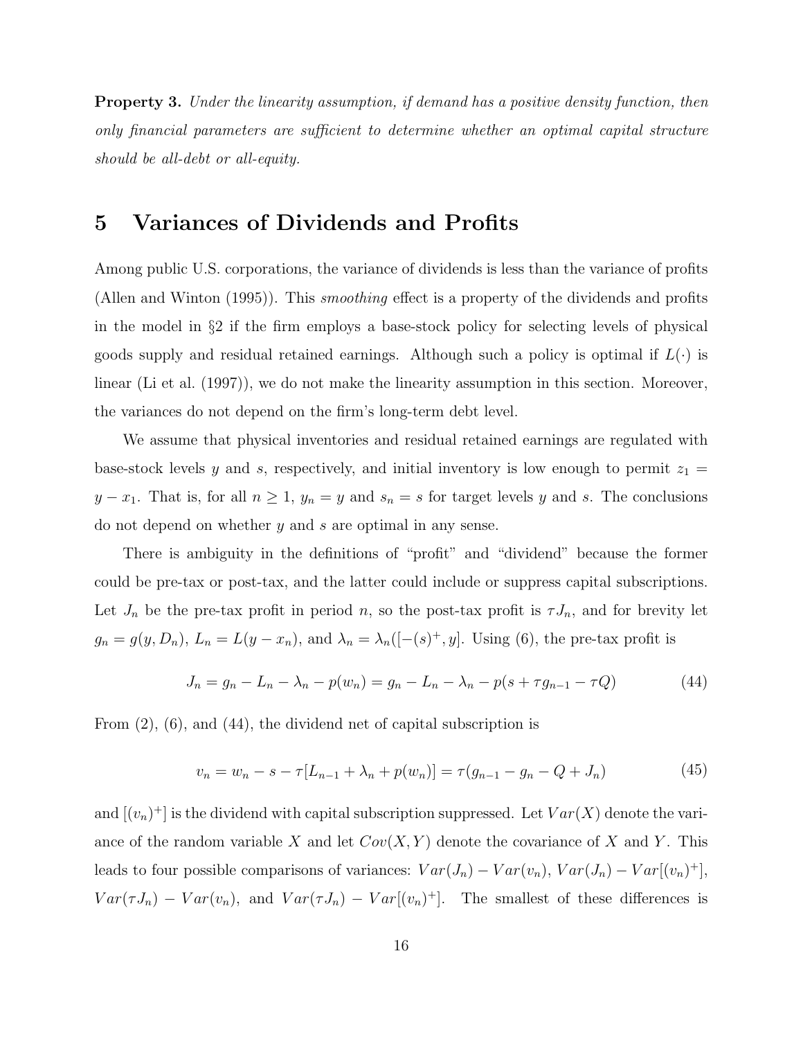**Property 3.** *Under the linearity assumption, if demand has a positive density function, then only financial parameters are sufficient to determine whether an optimal capital structure should be all-debt or all-equity.*

# 5 Variances of Dividends and Profits

Among public U.S. corporations, the variance of dividends is less than the variance of profits (Allen and Winton (1995)). This *smoothing* effect is a property of the dividends and profits in the model in §2 if the firm employs a base-stock policy for selecting levels of physical goods supply and residual retained earnings. Although such a policy is optimal if $L(\cdot)$ is linear (Li et al. (1997)), we do not make the linearity assumption in this section. Moreover, the variances do not depend on the firm's long-term debt level.

We assume that physical inventories and residual retained earnings are regulated with base-stock levels $y$ and $s$, respectively, and initial inventory is low enough to permit $z_1 = y - x_1$. That is, for all $n \geq 1$, $y_n = y$ and $s_n = s$ for target levels $y$ and $s$. The conclusions do not depend on whether $y$ and $s$ are optimal in any sense.

There is ambiguity in the definitions of "profit" and "dividend" because the former could be pre-tax or post-tax, and the latter could include or suppress capital subscriptions. Let $J_n$ be the pre-tax profit in period $n$, so the post-tax profit is $\tau J_n$, and for brevity let $g_n = g(y, D_n)$, $L_n = L(y - x_n)$, and $\lambda_n = \lambda_n([-(s)^+, y]$. Using (6), the pre-tax profit is

$$J_n = g_n - L_n - \lambda_n - p(w_n) = g_n - L_n - \lambda_n - p(s + \tau g_{n-1} - \tau Q) \tag{44}$$

From (2), (6), and (44), the dividend net of capital subscription is

$$v_n = w_n - s - \tau[L_{n-1} + \lambda_n + p(w_n)] = \tau(g_{n-1} - g_n - Q + J_n) \tag{45}$$

and $[(v_n)^+]$ is the dividend with capital subscription suppressed. Let $Var(X)$ denote the variance of the random variable $X$ and let $Cov(X, Y)$ denote the covariance of $X$ and $Y$. This leads to four possible comparisons of variances: $Var(J_n) - Var(v_n)$, $Var(J_n) - Var[(v_n)^+]$, $Var(\tau J_n) - Var(v_n)$, and $Var(\tau J_n) - Var[(v_n)^+]$. The smallest of these differences is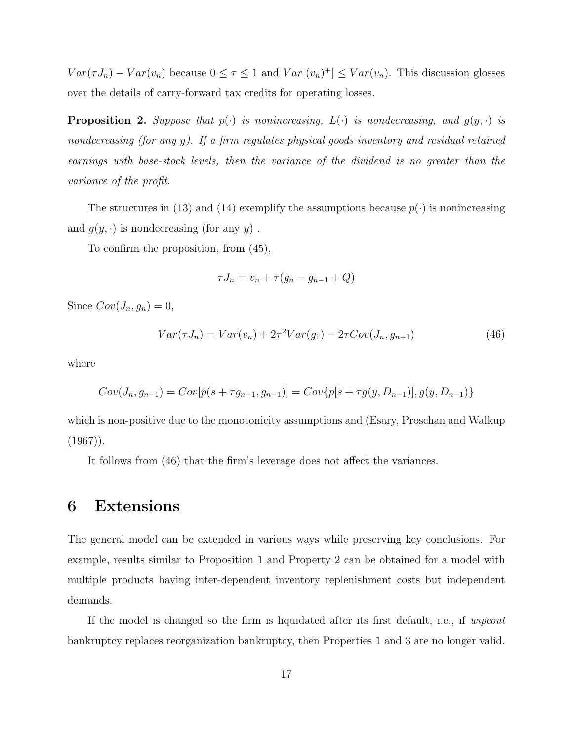$Var(\tau J_n) - Var(v_n)$ because $0 \leq \tau \leq 1$ and $Var[(v_n)^+] \leq Var(v_n)$. This discussion glosses over the details of carry-forward tax credits for operating losses.

**Proposition 2.** *Suppose that $p(\cdot)$ is nonincreasing, $L(\cdot)$ is nondecreasing, and $g(y, \cdot)$ is nondecreasing (for any $y$). If a firm regulates physical goods inventory and residual retained earnings with base-stock levels, then the variance of the dividend is no greater than the variance of the profit.*

The structures in (13) and (14) exemplify the assumptions because $p(\cdot)$ is nonincreasing and $g(y, \cdot)$ is nondecreasing (for any $y$) .

To confirm the proposition, from (45),

$$\tau J_n = v_n + \tau(g_n - g_{n-1} + Q)$$

Since $Cov(J_n, g_n) = 0$,

$$Var(\tau J_n) = Var(v_n) + 2\tau^2 Var(g_1) - 2\tau Cov(J_n, g_{n-1}) \tag{46}$$

where

$$Cov(J_n, g_{n-1}) = Cov[p(s + \tau g_{n-1}, g_{n-1})] = Cov\{p[s + \tau g(y, D_{n-1})], g(y, D_{n-1})\}$$

which is non-positive due to the monotonicity assumptions and (Esary, Proschan and Walkup (1967)).

It follows from (46) that the firm's leverage does not affect the variances.

# 6 Extensions

The general model can be extended in various ways while preserving key conclusions. For example, results similar to Proposition 1 and Property 2 can be obtained for a model with multiple products having inter-dependent inventory replenishment costs but independent demands.

If the model is changed so the firm is liquidated after its first default, i.e., if *wipeout* bankruptcy replaces reorganization bankruptcy, then Properties 1 and 3 are no longer valid.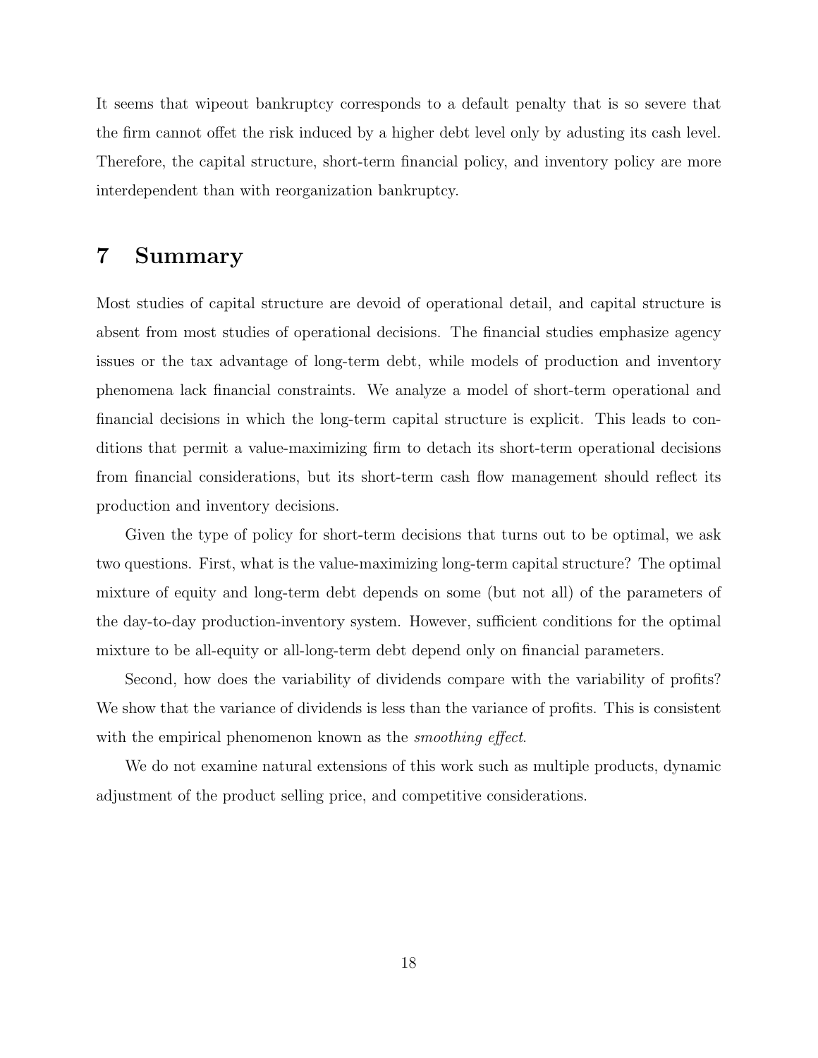It seems that wipeout bankruptcy corresponds to a default penalty that is so severe that the firm cannot offet the risk induced by a higher debt level only by adusting its cash level. Therefore, the capital structure, short-term financial policy, and inventory policy are more interdependent than with reorganization bankruptcy.

# 7 Summary

Most studies of capital structure are devoid of operational detail, and capital structure is absent from most studies of operational decisions. The financial studies emphasize agency issues or the tax advantage of long-term debt, while models of production and inventory phenomena lack financial constraints. We analyze a model of short-term operational and financial decisions in which the long-term capital structure is explicit. This leads to conditions that permit a value-maximizing firm to detach its short-term operational decisions from financial considerations, but its short-term cash flow management should reflect its production and inventory decisions.

Given the type of policy for short-term decisions that turns out to be optimal, we ask two questions. First, what is the value-maximizing long-term capital structure? The optimal mixture of equity and long-term debt depends on some (but not all) of the parameters of the day-to-day production-inventory system. However, sufficient conditions for the optimal mixture to be all-equity or all-long-term debt depend only on financial parameters.

Second, how does the variability of dividends compare with the variability of profits? We show that the variance of dividends is less than the variance of profits. This is consistent with the empirical phenomenon known as the *smoothing effect*.

We do not examine natural extensions of this work such as multiple products, dynamic adjustment of the product selling price, and competitive considerations.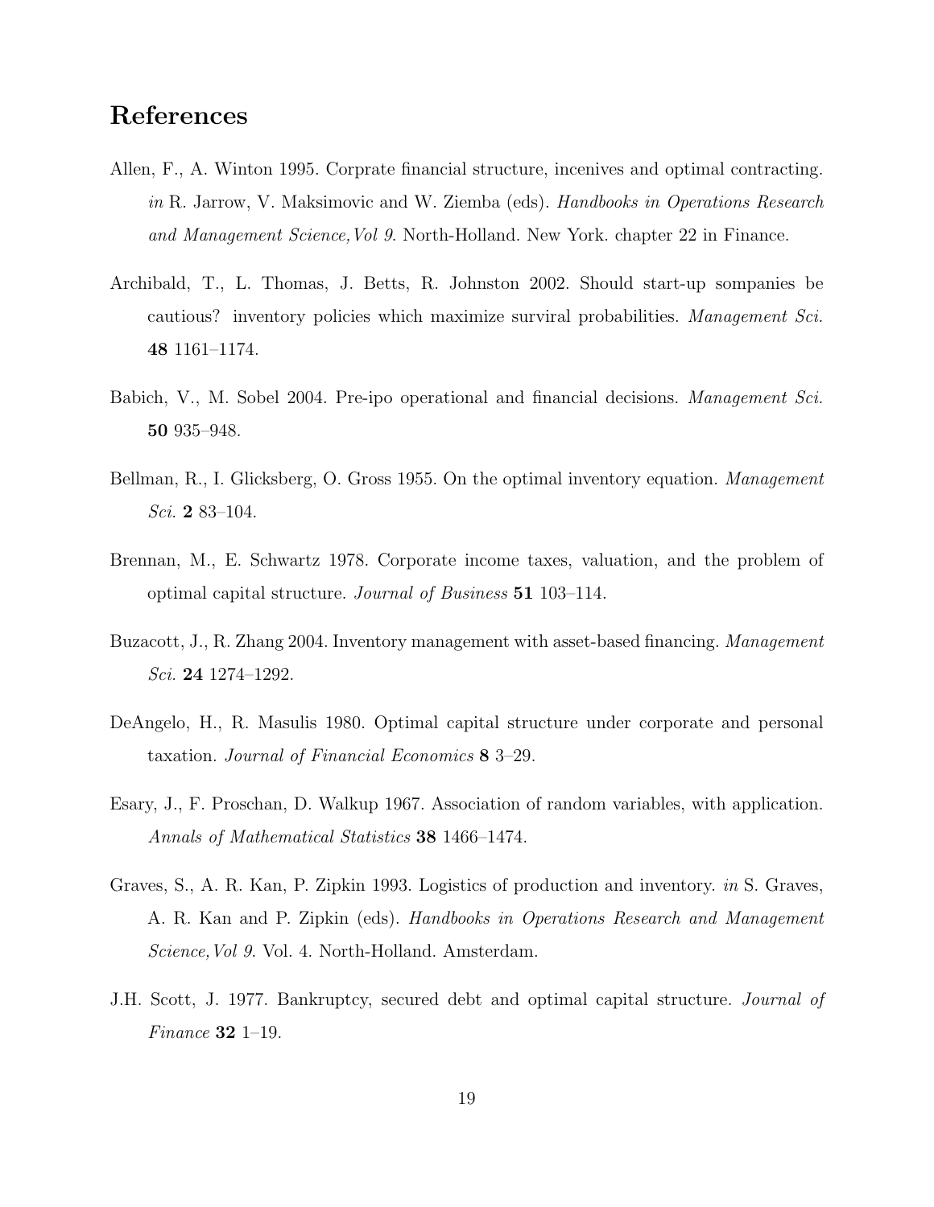## References

Allen, F., A. Winton 1995. Corprate financial structure, incenives and optimal contracting. *in* R. Jarrow, V. Maksimovic and W. Ziemba (eds). *Handbooks in Operations Research and Management Science,Vol 9*. North-Holland. New York. chapter 22 in Finance.

Archibald, T., L. Thomas, J. Betts, R. Johnston 2002. Should start-up sompanies be cautious? inventory policies which maximize surviral probabilities. *Management Sci.* **48** 1161–1174.

Babich, V., M. Sobel 2004. Pre-ipo operational and financial decisions. *Management Sci.* **50** 935–948.

Bellman, R., I. Glicksberg, O. Gross 1955. On the optimal inventory equation. *Management Sci.* **2** 83–104.

Brennan, M., E. Schwartz 1978. Corporate income taxes, valuation, and the problem of optimal capital structure. *Journal of Business* **51** 103–114.

Buzacott, J., R. Zhang 2004. Inventory management with asset-based financing. *Management Sci.* **24** 1274–1292.

DeAngelo, H., R. Masulis 1980. Optimal capital structure under corporate and personal taxation. *Journal of Financial Economics* **8** 3–29.

Esary, J., F. Proschan, D. Walkup 1967. Association of random variables, with application. *Annals of Mathematical Statistics* **38** 1466–1474.

Graves, S., A. R. Kan, P. Zipkin 1993. Logistics of production and inventory. *in* S. Graves, A. R. Kan and P. Zipkin (eds). *Handbooks in Operations Research and Management Science,Vol 9*. Vol. 4. North-Holland. Amsterdam.

J.H. Scott, J. 1977. Bankruptcy, secured debt and optimal capital structure. *Journal of Finance* **32** 1–19.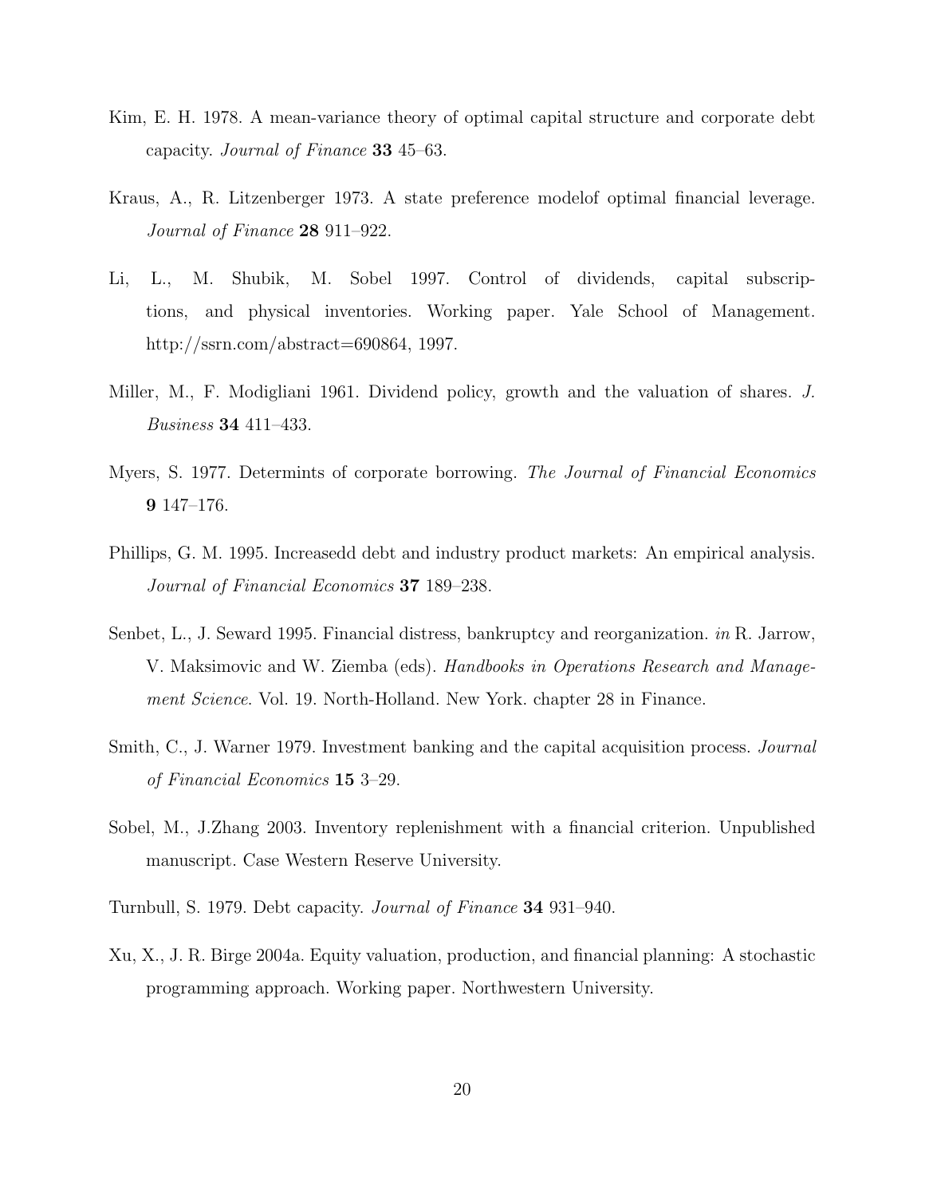Kim, E. H. 1978. A mean-variance theory of optimal capital structure and corporate debt capacity. *Journal of Finance* **33** 45–63.

Kraus, A., R. Litzenberger 1973. A state preference modelof optimal financial leverage. *Journal of Finance* **28** 911–922.

Li, L., M. Shubik, M. Sobel 1997. Control of dividends, capital subscriptions, and physical inventories. Working paper. Yale School of Management. http://ssrn.com/abstract=690864, 1997.

Miller, M., F. Modigliani 1961. Dividend policy, growth and the valuation of shares. *J. Business* **34** 411–433.

Myers, S. 1977. Determints of corporate borrowing. *The Journal of Financial Economics* **9** 147–176.

Phillips, G. M. 1995. Increasedd debt and industry product markets: An empirical analysis. *Journal of Financial Economics* **37** 189–238.

Senbet, L., J. Seward 1995. Financial distress, bankruptcy and reorganization. *in* R. Jarrow, V. Maksimovic and W. Ziemba (eds). *Handbooks in Operations Research and Management Science*. Vol. 19. North-Holland. New York. chapter 28 in Finance.

Smith, C., J. Warner 1979. Investment banking and the capital acquisition process. *Journal of Financial Economics* **15** 3–29.

Sobel, M., J.Zhang 2003. Inventory replenishment with a financial criterion. Unpublished manuscript. Case Western Reserve University.

Turnbull, S. 1979. Debt capacity. *Journal of Finance* **34** 931–940.

Xu, X., J. R. Birge 2004a. Equity valuation, production, and financial planning: A stochastic programming approach. Working paper. Northwestern University.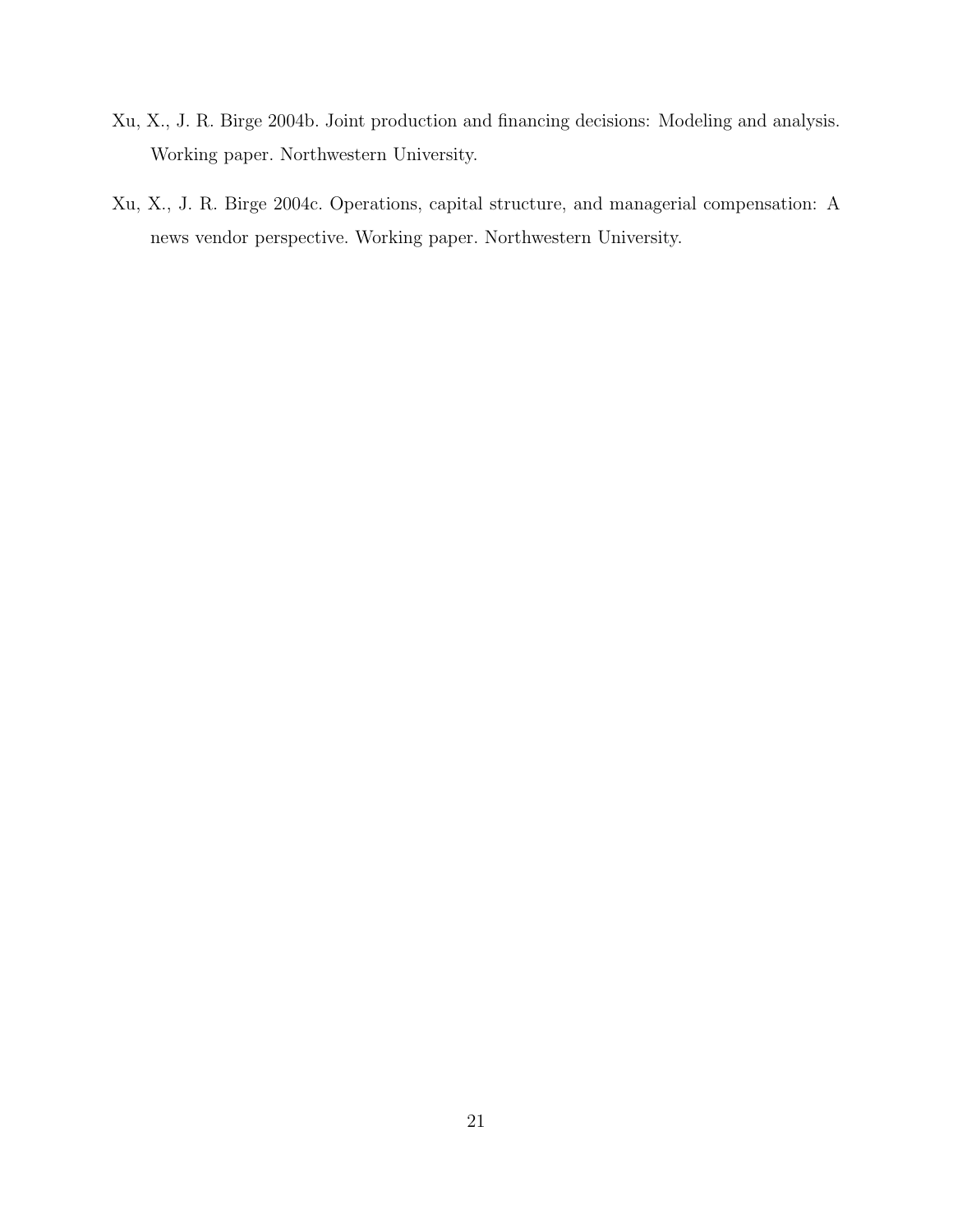Xu, X., J. R. Birge 2004b. Joint production and financing decisions: Modeling and analysis. Working paper. Northwestern University.

Xu, X., J. R. Birge 2004c. Operations, capital structure, and managerial compensation: A news vendor perspective. Working paper. Northwestern University.